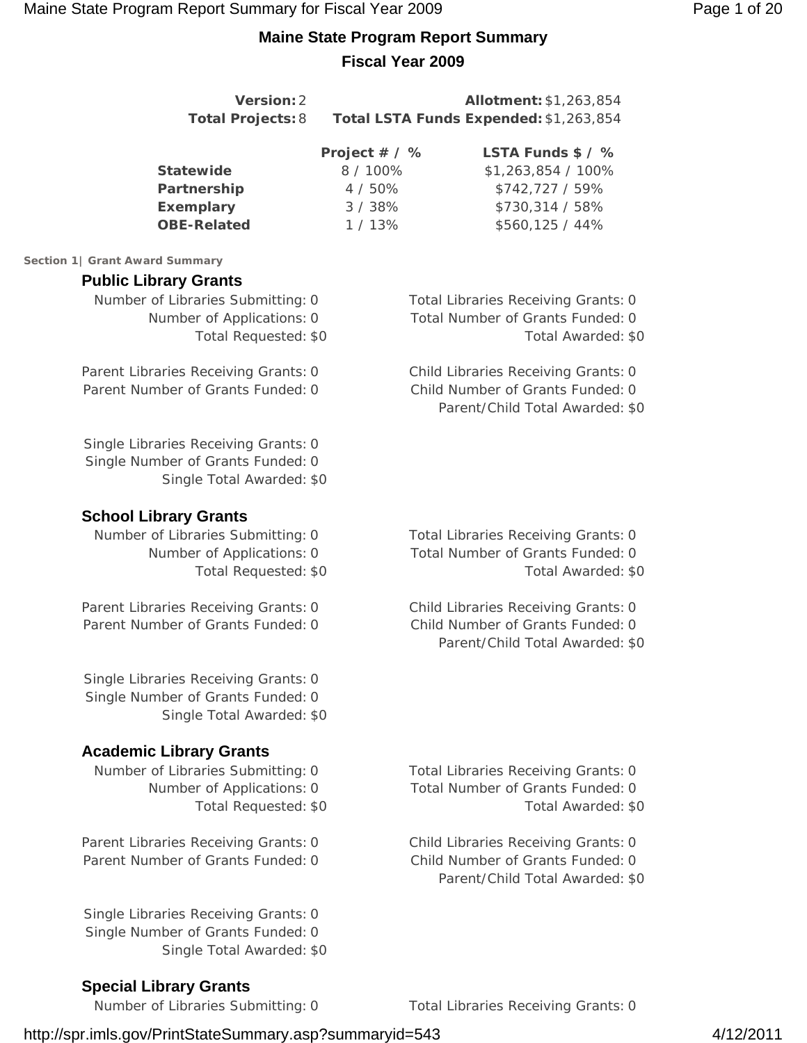# Maine State Program Report Summary

## Fiscal Year 2009

**Version:** 2
**Total Projects:** 8
**Allotment:** $1,263,854
**Total LSTA Funds Expended:** $1,263,854

| | Project # / % | LSTA Funds $ / % |
|---|---|---|
| **Statewide** | 8 / 100% | $1,263,854 / 100% |
| **Partnership** | 4 / 50% | $742,727 / 59% |
| **Exemplary** | 3 / 38% | $730,314 / 58% |
| **OBE-Related** | 1 / 13% | $560,125 / 44% |

**Section 1| Grant Award Summary**

### Public Library Grants

Number of Libraries Submitting: 0
Number of Applications: 0
Total Requested: $0

Total Libraries Receiving Grants: 0
Total Number of Grants Funded: 0
Total Awarded: $0

Parent Libraries Receiving Grants: 0
Parent Number of Grants Funded: 0

Child Libraries Receiving Grants: 0
Child Number of Grants Funded: 0
Parent/Child Total Awarded: $0

Single Libraries Receiving Grants: 0
Single Number of Grants Funded: 0
Single Total Awarded: $0

### School Library Grants

Number of Libraries Submitting: 0
Number of Applications: 0
Total Requested: $0

Total Libraries Receiving Grants: 0
Total Number of Grants Funded: 0
Total Awarded: $0

Parent Libraries Receiving Grants: 0
Parent Number of Grants Funded: 0

Child Libraries Receiving Grants: 0
Child Number of Grants Funded: 0
Parent/Child Total Awarded: $0

Single Libraries Receiving Grants: 0
Single Number of Grants Funded: 0
Single Total Awarded: $0

### Academic Library Grants

Number of Libraries Submitting: 0
Number of Applications: 0
Total Requested: $0

Total Libraries Receiving Grants: 0
Total Number of Grants Funded: 0
Total Awarded: $0

Parent Libraries Receiving Grants: 0
Parent Number of Grants Funded: 0

Child Libraries Receiving Grants: 0
Child Number of Grants Funded: 0
Parent/Child Total Awarded: $0

Single Libraries Receiving Grants: 0
Single Number of Grants Funded: 0
Single Total Awarded: $0

### Special Library Grants

Number of Libraries Submitting: 0

Total Libraries Receiving Grants: 0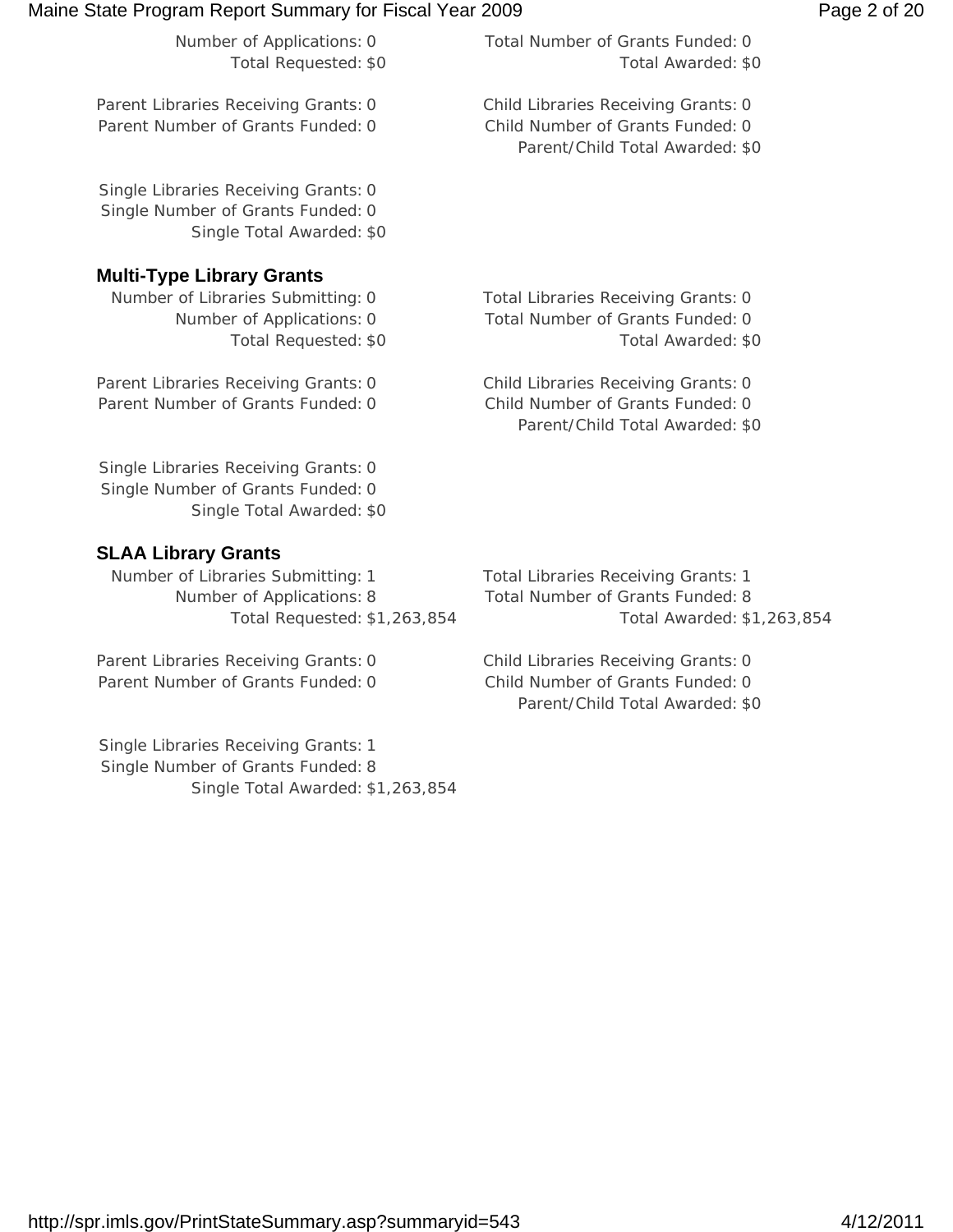Number of Applications: 0
Total Requested: $0

Total Number of Grants Funded: 0
Total Awarded: $0

Parent Libraries Receiving Grants: 0
Parent Number of Grants Funded: 0

Child Libraries Receiving Grants: 0
Child Number of Grants Funded: 0
Parent/Child Total Awarded: $0

Single Libraries Receiving Grants: 0
Single Number of Grants Funded: 0
Single Total Awarded: $0

### Multi-Type Library Grants

Number of Libraries Submitting: 0
Number of Applications: 0
Total Requested: $0

Total Libraries Receiving Grants: 0
Total Number of Grants Funded: 0
Total Awarded: $0

Parent Libraries Receiving Grants: 0
Parent Number of Grants Funded: 0

Child Libraries Receiving Grants: 0
Child Number of Grants Funded: 0
Parent/Child Total Awarded: $0

Single Libraries Receiving Grants: 0
Single Number of Grants Funded: 0
Single Total Awarded: $0

### SLAA Library Grants

Number of Libraries Submitting: 1
Number of Applications: 8
Total Requested: $1,263,854

Total Libraries Receiving Grants: 1
Total Number of Grants Funded: 8
Total Awarded: $1,263,854

Parent Libraries Receiving Grants: 0
Parent Number of Grants Funded: 0

Child Libraries Receiving Grants: 0
Child Number of Grants Funded: 0
Parent/Child Total Awarded: $0

Single Libraries Receiving Grants: 1
Single Number of Grants Funded: 8
Single Total Awarded: $1,263,854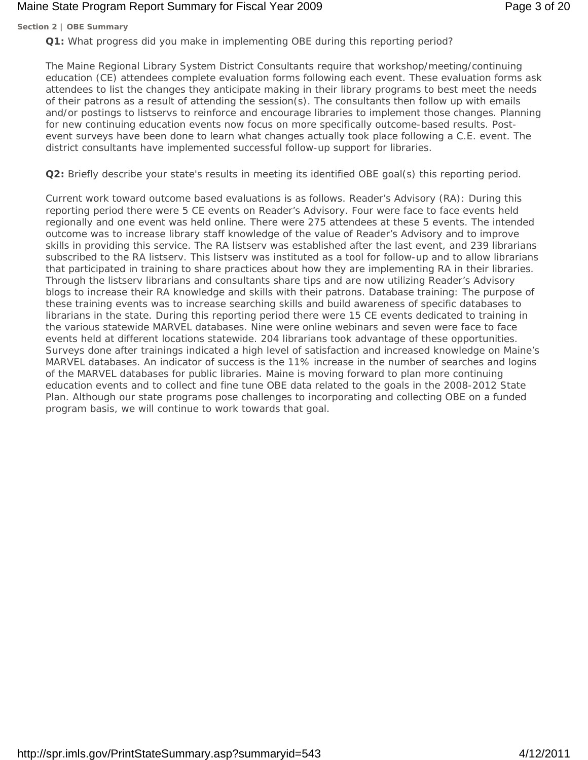**Section 2 | OBE Summary**

**Q1:** What progress did you make in implementing OBE during this reporting period?

The Maine Regional Library System District Consultants require that workshop/meeting/continuing education (CE) attendees complete evaluation forms following each event. These evaluation forms ask attendees to list the changes they anticipate making in their library programs to best meet the needs of their patrons as a result of attending the session(s). The consultants then follow up with emails and/or postings to listservs to reinforce and encourage libraries to implement those changes. Planning for new continuing education events now focus on more specifically outcome-based results. Post-event surveys have been done to learn what changes actually took place following a C.E. event. The district consultants have implemented successful follow-up support for libraries.

**Q2:** Briefly describe your state's results in meeting its identified OBE goal(s) this reporting period.

Current work toward outcome based evaluations is as follows. Reader's Advisory (RA): During this reporting period there were 5 CE events on Reader's Advisory. Four were face to face events held regionally and one event was held online. There were 275 attendees at these 5 events. The intended outcome was to increase library staff knowledge of the value of Reader's Advisory and to improve skills in providing this service. The RA listserv was established after the last event, and 239 librarians subscribed to the RA listserv. This listserv was instituted as a tool for follow-up and to allow librarians that participated in training to share practices about how they are implementing RA in their libraries. Through the listserv librarians and consultants share tips and are now utilizing Reader's Advisory blogs to increase their RA knowledge and skills with their patrons. Database training: The purpose of these training events was to increase searching skills and build awareness of specific databases to librarians in the state. During this reporting period there were 15 CE events dedicated to training in the various statewide MARVEL databases. Nine were online webinars and seven were face to face events held at different locations statewide. 204 librarians took advantage of these opportunities. Surveys done after trainings indicated a high level of satisfaction and increased knowledge on Maine's MARVEL databases. An indicator of success is the 11% increase in the number of searches and logins of the MARVEL databases for public libraries. Maine is moving forward to plan more continuing education events and to collect and fine tune OBE data related to the goals in the 2008-2012 State Plan. Although our state programs pose challenges to incorporating and collecting OBE on a funded program basis, we will continue to work towards that goal.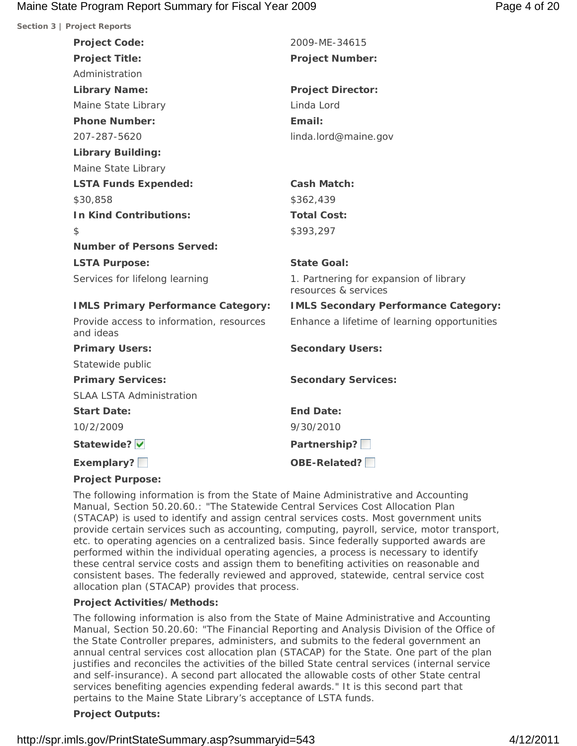**Section 3 | Project Reports**

| | |
|---|---|
| **Project Code:** | 2009-ME-34615 |
| **Project Title:** | **Project Number:** |
| Administration | |
| **Library Name:** | **Project Director:** |
| Maine State Library | Linda Lord |
| **Phone Number:** | **Email:** |
| 207-287-5620 | linda.lord@maine.gov |
| **Library Building:** | |
| Maine State Library | |
| **LSTA Funds Expended:** | **Cash Match:** |
| $30,858 | $362,439 |
| **In Kind Contributions:** | **Total Cost:** |
| $ | $393,297 |
| **Number of Persons Served:** | |
| **LSTA Purpose:** | **State Goal:** |
| Services for lifelong learning | 1. Partnering for expansion of library resources & services |
| **IMLS Primary Performance Category:** | **IMLS Secondary Performance Category:** |
| Provide access to information, resources and ideas | Enhance a lifetime of learning opportunities |
| **Primary Users:** | **Secondary Users:** |
| Statewide public | |
| **Primary Services:** | **Secondary Services:** |
| SLAA LSTA Administration | |
| **Start Date:** | **End Date:** |
| 10/2/2009 | 9/30/2010 |
| **Statewide?** ☑ | **Partnership?** ☐ |
| **Exemplary?** ☐ | **OBE-Related?** ☐ |

**Project Purpose:**

The following information is from the State of Maine Administrative and Accounting Manual, Section 50.20.60.: "The Statewide Central Services Cost Allocation Plan (STACAP) is used to identify and assign central services costs. Most government units provide certain services such as accounting, computing, payroll, service, motor transport, etc. to operating agencies on a centralized basis. Since federally supported awards are performed within the individual operating agencies, a process is necessary to identify these central service costs and assign them to benefiting activities on reasonable and consistent bases. The federally reviewed and approved, statewide, central service cost allocation plan (STACAP) provides that process.

**Project Activities/Methods:**

The following information is also from the State of Maine Administrative and Accounting Manual, Section 50.20.60: "The Financial Reporting and Analysis Division of the Office of the State Controller prepares, administers, and submits to the federal government an annual central services cost allocation plan (STACAP) for the State. One part of the plan justifies and reconciles the activities of the billed State central services (internal service and self-insurance). A second part allocated the allowable costs of other State central services benefiting agencies expending federal awards." It is this second part that pertains to the Maine State Library's acceptance of LSTA funds.

**Project Outputs:**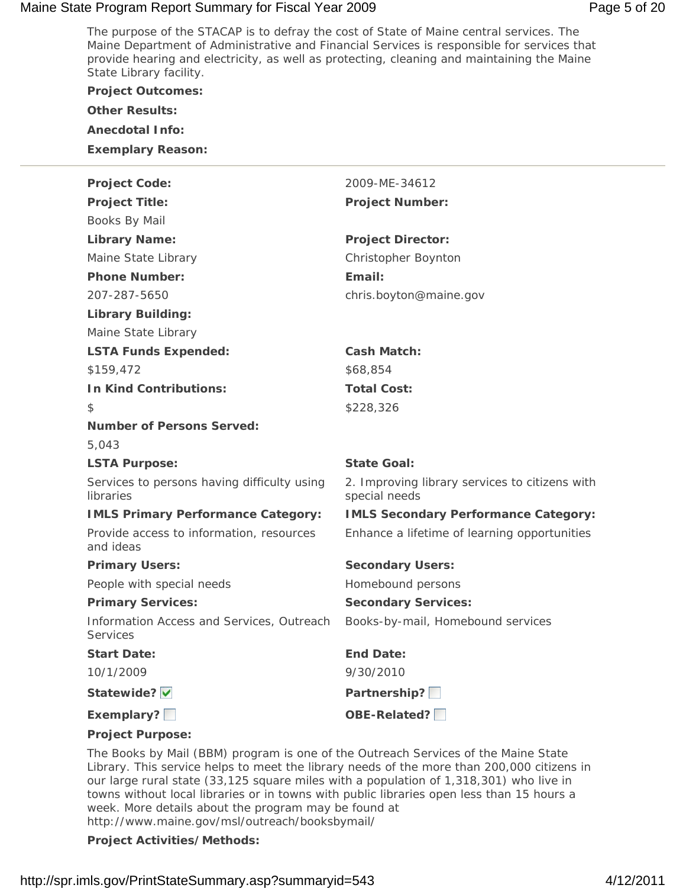The purpose of the STACAP is to defray the cost of State of Maine central services. The Maine Department of Administrative and Financial Services is responsible for services that provide hearing and electricity, as well as protecting, cleaning and maintaining the Maine State Library facility.

**Project Outcomes:**

**Other Results:**

**Anecdotal Info:**

**Exemplary Reason:**

---

**Project Code:** 2009-ME-34612

**Project Title:** Books By Mail

**Project Number:**

**Library Name:** Maine State Library

**Project Director:** Christopher Boynton

**Phone Number:** 207-287-5650

**Email:** chris.boyton@maine.gov

**Library Building:** Maine State Library

**LSTA Funds Expended:** $159,472

**Cash Match:** $68,854

**In Kind Contributions:** $

**Total Cost:** $228,326

**Number of Persons Served:** 5,043

**LSTA Purpose:** Services to persons having difficulty using libraries

**State Goal:** 2. Improving library services to citizens with special needs

**IMLS Primary Performance Category:** Provide access to information, resources and ideas

**IMLS Secondary Performance Category:** Enhance a lifetime of learning opportunities

**Primary Users:** People with special needs

**Secondary Users:** Homebound persons

**Primary Services:** Information Access and Services, Outreach Services

**Secondary Services:** Books-by-mail, Homebound services

**Start Date:** 10/1/2009

**End Date:** 9/30/2010

**Statewide?** ☑

**Partnership?** ☐

**Exemplary?** ☐

**OBE-Related?** ☐

**Project Purpose:**

The Books by Mail (BBM) program is one of the Outreach Services of the Maine State Library. This service helps to meet the library needs of the more than 200,000 citizens in our large rural state (33,125 square miles with a population of 1,318,301) who live in towns without local libraries or in towns with public libraries open less than 15 hours a week. More details about the program may be found at http://www.maine.gov/msl/outreach/booksbymail/

**Project Activities/Methods:**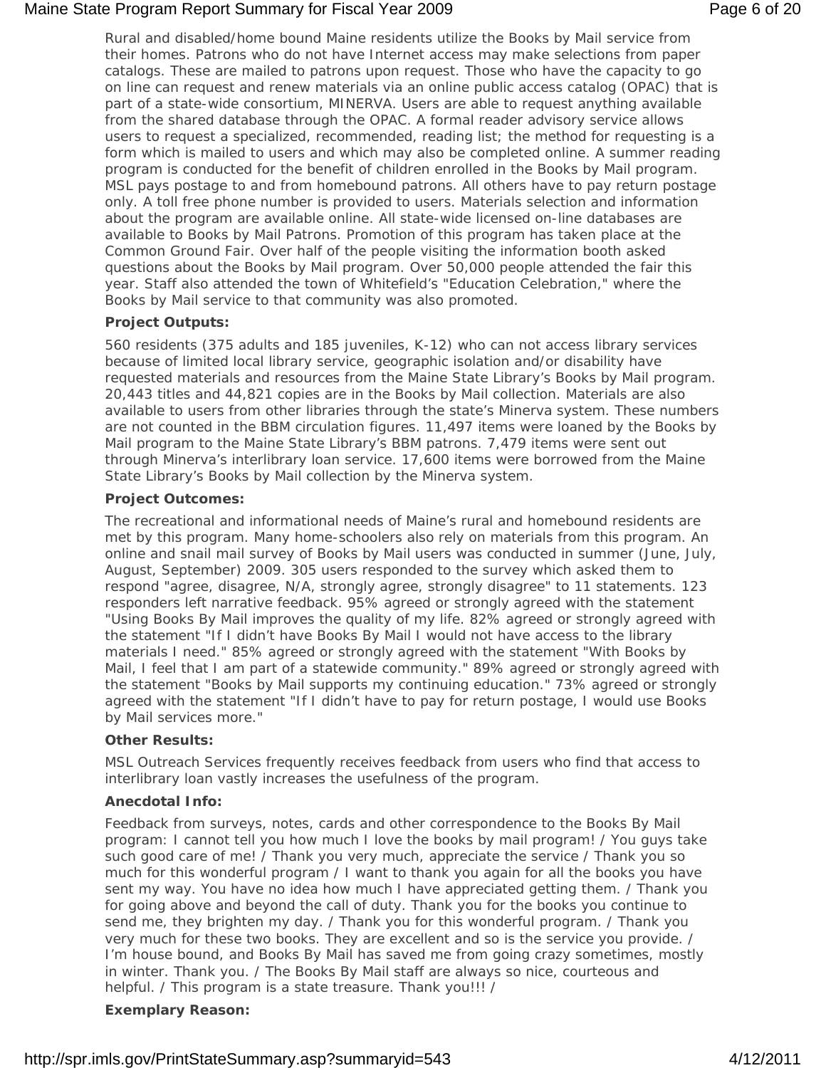Rural and disabled/home bound Maine residents utilize the Books by Mail service from their homes. Patrons who do not have Internet access may make selections from paper catalogs. These are mailed to patrons upon request. Those who have the capacity to go on line can request and renew materials via an online public access catalog (OPAC) that is part of a state-wide consortium, MINERVA. Users are able to request anything available from the shared database through the OPAC. A formal reader advisory service allows users to request a specialized, recommended, reading list; the method for requesting is a form which is mailed to users and which may also be completed online. A summer reading program is conducted for the benefit of children enrolled in the Books by Mail program. MSL pays postage to and from homebound patrons. All others have to pay return postage only. A toll free phone number is provided to users. Materials selection and information about the program are available online. All state-wide licensed on-line databases are available to Books by Mail Patrons. Promotion of this program has taken place at the Common Ground Fair. Over half of the people visiting the information booth asked questions about the Books by Mail program. Over 50,000 people attended the fair this year. Staff also attended the town of Whitefield's "Education Celebration," where the Books by Mail service to that community was also promoted.

**Project Outputs:**

560 residents (375 adults and 185 juveniles, K-12) who can not access library services because of limited local library service, geographic isolation and/or disability have requested materials and resources from the Maine State Library's Books by Mail program. 20,443 titles and 44,821 copies are in the Books by Mail collection. Materials are also available to users from other libraries through the state's Minerva system. These numbers are not counted in the BBM circulation figures. 11,497 items were loaned by the Books by Mail program to the Maine State Library's BBM patrons. 7,479 items were sent out through Minerva's interlibrary loan service. 17,600 items were borrowed from the Maine State Library's Books by Mail collection by the Minerva system.

**Project Outcomes:**

The recreational and informational needs of Maine's rural and homebound residents are met by this program. Many home-schoolers also rely on materials from this program. An online and snail mail survey of Books by Mail users was conducted in summer (June, July, August, September) 2009. 305 users responded to the survey which asked them to respond "agree, disagree, N/A, strongly agree, strongly disagree" to 11 statements. 123 responders left narrative feedback. 95% agreed or strongly agreed with the statement "Using Books By Mail improves the quality of my life. 82% agreed or strongly agreed with the statement "If I didn't have Books By Mail I would not have access to the library materials I need." 85% agreed or strongly agreed with the statement "With Books by Mail, I feel that I am part of a statewide community." 89% agreed or strongly agreed with the statement "Books by Mail supports my continuing education." 73% agreed or strongly agreed with the statement "If I didn't have to pay for return postage, I would use Books by Mail services more."

**Other Results:**

MSL Outreach Services frequently receives feedback from users who find that access to interlibrary loan vastly increases the usefulness of the program.

**Anecdotal Info:**

Feedback from surveys, notes, cards and other correspondence to the Books By Mail program: I cannot tell you how much I love the books by mail program! / You guys take such good care of me! / Thank you very much, appreciate the service / Thank you so much for this wonderful program / I want to thank you again for all the books you have sent my way. You have no idea how much I have appreciated getting them. / Thank you for going above and beyond the call of duty. Thank you for the books you continue to send me, they brighten my day. / Thank you for this wonderful program. / Thank you very much for these two books. They are excellent and so is the service you provide. / I'm house bound, and Books By Mail has saved me from going crazy sometimes, mostly in winter. Thank you. / The Books By Mail staff are always so nice, courteous and helpful. / This program is a state treasure. Thank you!!! /

**Exemplary Reason:**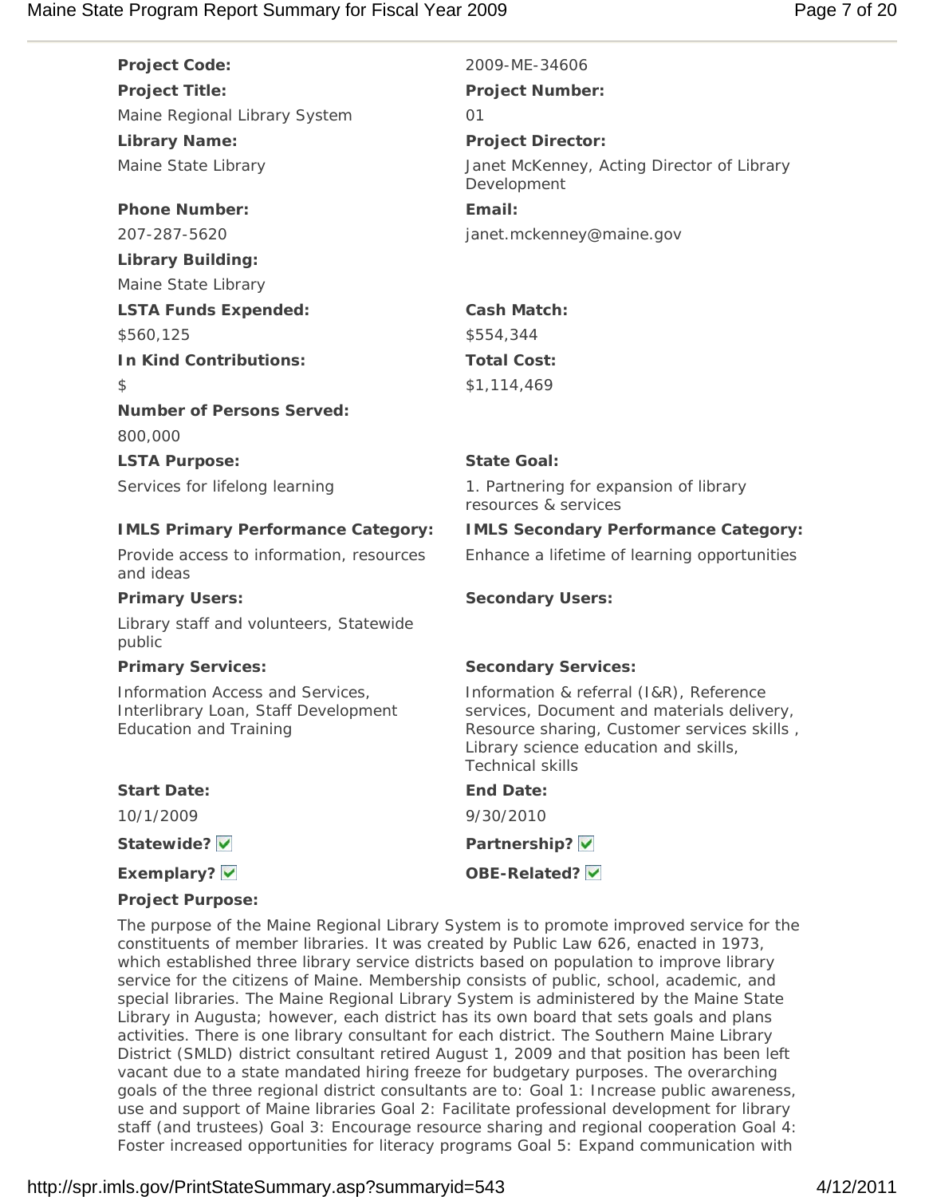**Project Code:** 2009-ME-34606

**Project Title:** Maine Regional Library System

**Project Number:** 01

**Library Name:** Maine State Library

**Project Director:** Janet McKenney, Acting Director of Library Development

**Phone Number:** 207-287-5620

**Email:** janet.mckenney@maine.gov

**Library Building:** Maine State Library

**LSTA Funds Expended:** $560,125

**Cash Match:** $554,344

**In Kind Contributions:** $

**Total Cost:** $1,114,469

**Number of Persons Served:** 800,000

**LSTA Purpose:** Services for lifelong learning

**State Goal:** 1. Partnering for expansion of library resources & services

**IMLS Primary Performance Category:** Provide access to information, resources and ideas

**IMLS Secondary Performance Category:** Enhance a lifetime of learning opportunities

**Primary Users:** Library staff and volunteers, Statewide public

**Secondary Users:**

**Primary Services:** Information Access and Services, Interlibrary Loan, Staff Development Education and Training

**Secondary Services:** Information & referral (I&R), Reference services, Document and materials delivery, Resource sharing, Customer services skills , Library science education and skills, Technical skills

**Start Date:** 10/1/2009

**End Date:** 9/30/2010

**Statewide?** ☑

**Partnership?** ☑

**Exemplary?** ☑

**OBE-Related?** ☑

**Project Purpose:**

The purpose of the Maine Regional Library System is to promote improved service for the constituents of member libraries. It was created by Public Law 626, enacted in 1973, which established three library service districts based on population to improve library service for the citizens of Maine. Membership consists of public, school, academic, and special libraries. The Maine Regional Library System is administered by the Maine State Library in Augusta; however, each district has its own board that sets goals and plans activities. There is one library consultant for each district. The Southern Maine Library District (SMLD) district consultant retired August 1, 2009 and that position has been left vacant due to a state mandated hiring freeze for budgetary purposes. The overarching goals of the three regional district consultants are to: Goal 1: Increase public awareness, use and support of Maine libraries Goal 2: Facilitate professional development for library staff (and trustees) Goal 3: Encourage resource sharing and regional cooperation Goal 4: Foster increased opportunities for literacy programs Goal 5: Expand communication with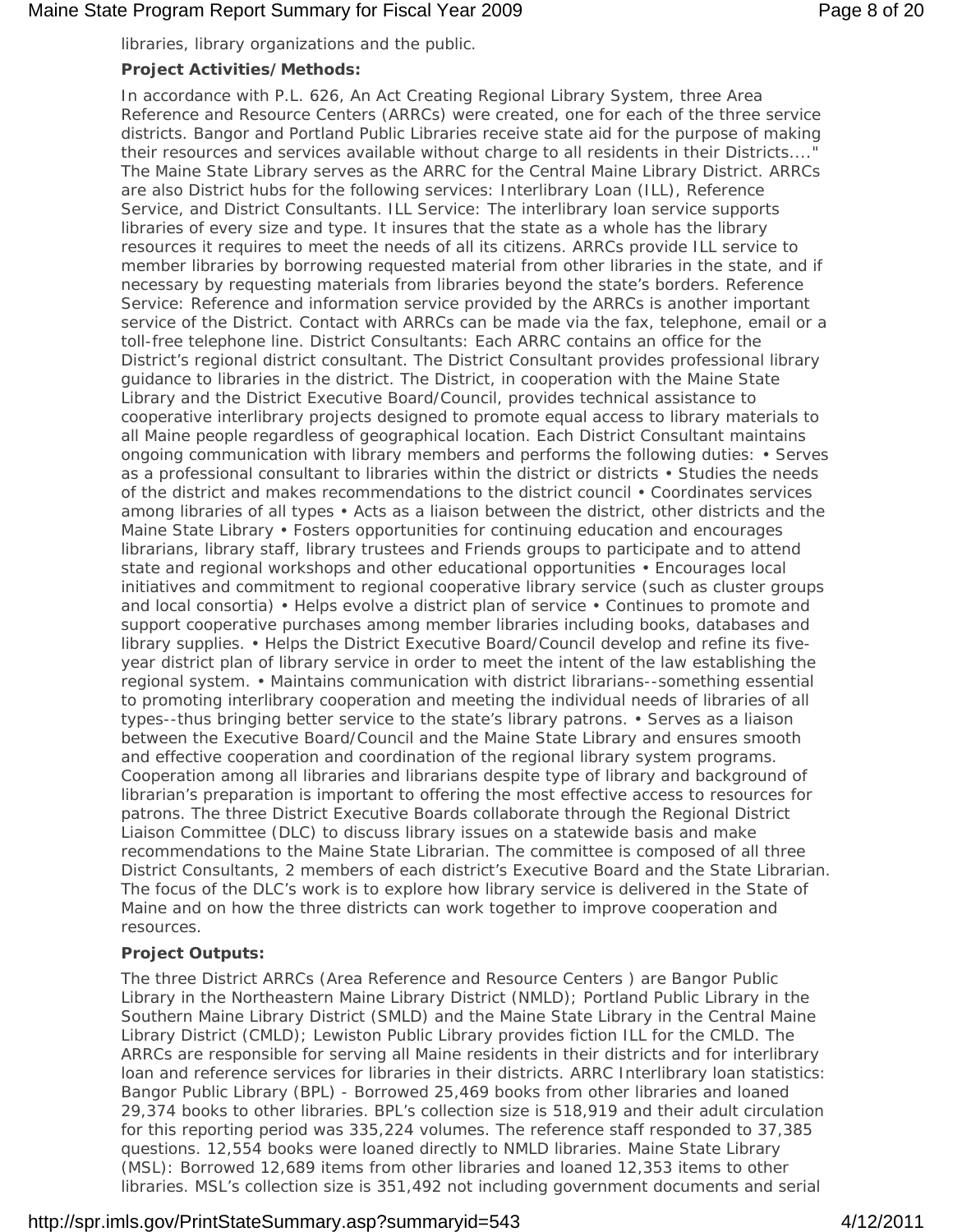libraries, library organizations and the public.

**Project Activities/Methods:**

In accordance with P.L. 626, An Act Creating Regional Library System, three Area Reference and Resource Centers (ARRCs) were created, one for each of the three service districts. Bangor and Portland Public Libraries receive state aid for the purpose of making their resources and services available without charge to all residents in their Districts...." The Maine State Library serves as the ARRC for the Central Maine Library District. ARRCs are also District hubs for the following services: Interlibrary Loan (ILL), Reference Service, and District Consultants. ILL Service: The interlibrary loan service supports libraries of every size and type. It insures that the state as a whole has the library resources it requires to meet the needs of all its citizens. ARRCs provide ILL service to member libraries by borrowing requested material from other libraries in the state, and if necessary by requesting materials from libraries beyond the state's borders. Reference Service: Reference and information service provided by the ARRCs is another important service of the District. Contact with ARRCs can be made via the fax, telephone, email or a toll-free telephone line. District Consultants: Each ARRC contains an office for the District's regional district consultant. The District Consultant provides professional library guidance to libraries in the district. The District, in cooperation with the Maine State Library and the District Executive Board/Council, provides technical assistance to cooperative interlibrary projects designed to promote equal access to library materials to all Maine people regardless of geographical location. Each District Consultant maintains ongoing communication with library members and performs the following duties: • Serves as a professional consultant to libraries within the district or districts • Studies the needs of the district and makes recommendations to the district council • Coordinates services among libraries of all types • Acts as a liaison between the district, other districts and the Maine State Library • Fosters opportunities for continuing education and encourages librarians, library staff, library trustees and Friends groups to participate and to attend state and regional workshops and other educational opportunities • Encourages local initiatives and commitment to regional cooperative library service (such as cluster groups and local consortia) • Helps evolve a district plan of service • Continues to promote and support cooperative purchases among member libraries including books, databases and library supplies. • Helps the District Executive Board/Council develop and refine its five-year district plan of library service in order to meet the intent of the law establishing the regional system. • Maintains communication with district librarians--something essential to promoting interlibrary cooperation and meeting the individual needs of libraries of all types--thus bringing better service to the state's library patrons. • Serves as a liaison between the Executive Board/Council and the Maine State Library and ensures smooth and effective cooperation and coordination of the regional library system programs. Cooperation among all libraries and librarians despite type of library and background of librarian's preparation is important to offering the most effective access to resources for patrons. The three District Executive Boards collaborate through the Regional District Liaison Committee (DLC) to discuss library issues on a statewide basis and make recommendations to the Maine State Librarian. The committee is composed of all three District Consultants, 2 members of each district's Executive Board and the State Librarian. The focus of the DLC's work is to explore how library service is delivered in the State of Maine and on how the three districts can work together to improve cooperation and resources.

**Project Outputs:**

The three District ARRCs (Area Reference and Resource Centers ) are Bangor Public Library in the Northeastern Maine Library District (NMLD); Portland Public Library in the Southern Maine Library District (SMLD) and the Maine State Library in the Central Maine Library District (CMLD); Lewiston Public Library provides fiction ILL for the CMLD. The ARRCs are responsible for serving all Maine residents in their districts and for interlibrary loan and reference services for libraries in their districts. ARRC Interlibrary loan statistics: Bangor Public Library (BPL) - Borrowed 25,469 books from other libraries and loaned 29,374 books to other libraries. BPL's collection size is 518,919 and their adult circulation for this reporting period was 335,224 volumes. The reference staff responded to 37,385 questions. 12,554 books were loaned directly to NMLD libraries. Maine State Library (MSL): Borrowed 12,689 items from other libraries and loaned 12,353 items to other libraries. MSL's collection size is 351,492 not including government documents and serial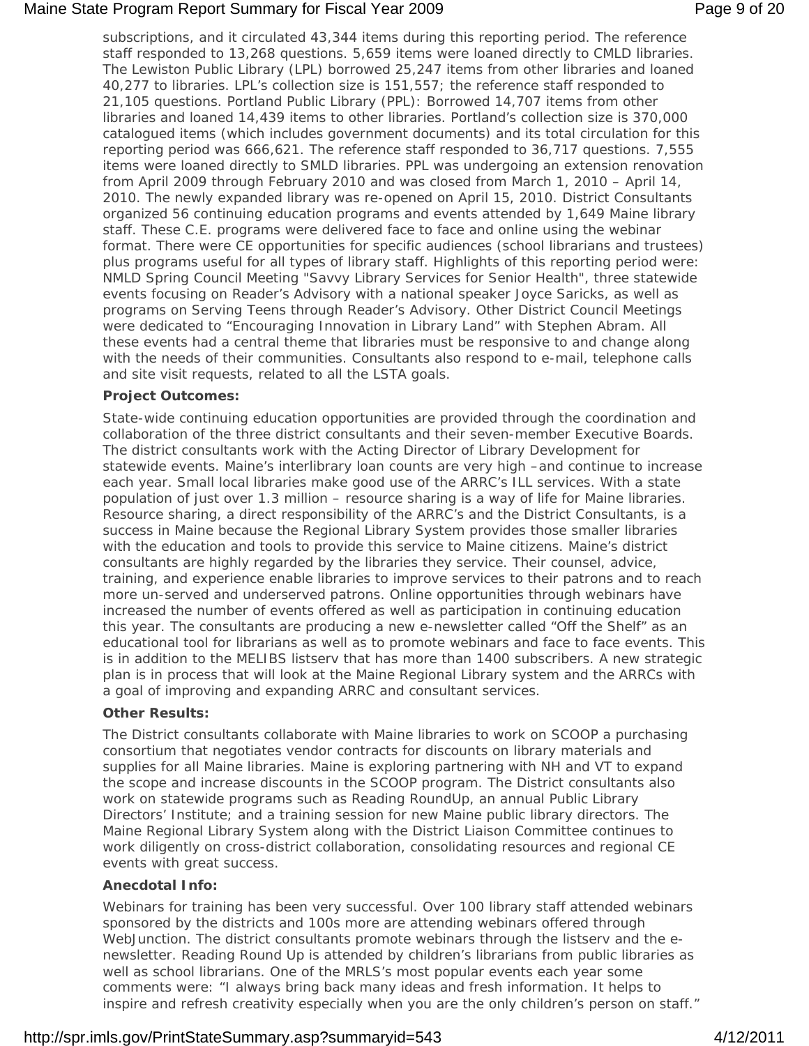subscriptions, and it circulated 43,344 items during this reporting period. The reference staff responded to 13,268 questions. 5,659 items were loaned directly to CMLD libraries. The Lewiston Public Library (LPL) borrowed 25,247 items from other libraries and loaned 40,277 to libraries. LPL's collection size is 151,557; the reference staff responded to 21,105 questions. Portland Public Library (PPL): Borrowed 14,707 items from other libraries and loaned 14,439 items to other libraries. Portland's collection size is 370,000 catalogued items (which includes government documents) and its total circulation for this reporting period was 666,621. The reference staff responded to 36,717 questions. 7,555 items were loaned directly to SMLD libraries. PPL was undergoing an extension renovation from April 2009 through February 2010 and was closed from March 1, 2010 – April 14, 2010. The newly expanded library was re-opened on April 15, 2010. District Consultants organized 56 continuing education programs and events attended by 1,649 Maine library staff. These C.E. programs were delivered face to face and online using the webinar format. There were CE opportunities for specific audiences (school librarians and trustees) plus programs useful for all types of library staff. Highlights of this reporting period were: NMLD Spring Council Meeting "Savvy Library Services for Senior Health", three statewide events focusing on Reader's Advisory with a national speaker Joyce Saricks, as well as programs on Serving Teens through Reader's Advisory. Other District Council Meetings were dedicated to "Encouraging Innovation in Library Land" with Stephen Abram. All these events had a central theme that libraries must be responsive to and change along with the needs of their communities. Consultants also respond to e-mail, telephone calls and site visit requests, related to all the LSTA goals.

**Project Outcomes:**

State-wide continuing education opportunities are provided through the coordination and collaboration of the three district consultants and their seven-member Executive Boards. The district consultants work with the Acting Director of Library Development for statewide events. Maine's interlibrary loan counts are very high –and continue to increase each year. Small local libraries make good use of the ARRC's ILL services. With a state population of just over 1.3 million – resource sharing is a way of life for Maine libraries. Resource sharing, a direct responsibility of the ARRC's and the District Consultants, is a success in Maine because the Regional Library System provides those smaller libraries with the education and tools to provide this service to Maine citizens. Maine's district consultants are highly regarded by the libraries they service. Their counsel, advice, training, and experience enable libraries to improve services to their patrons and to reach more un-served and underserved patrons. Online opportunities through webinars have increased the number of events offered as well as participation in continuing education this year. The consultants are producing a new e-newsletter called "Off the Shelf" as an educational tool for librarians as well as to promote webinars and face to face events. This is in addition to the MELIBS listserv that has more than 1400 subscribers. A new strategic plan is in process that will look at the Maine Regional Library system and the ARRCs with a goal of improving and expanding ARRC and consultant services.

**Other Results:**

The District consultants collaborate with Maine libraries to work on SCOOP a purchasing consortium that negotiates vendor contracts for discounts on library materials and supplies for all Maine libraries. Maine is exploring partnering with NH and VT to expand the scope and increase discounts in the SCOOP program. The District consultants also work on statewide programs such as Reading RoundUp, an annual Public Library Directors' Institute; and a training session for new Maine public library directors. The Maine Regional Library System along with the District Liaison Committee continues to work diligently on cross-district collaboration, consolidating resources and regional CE events with great success.

**Anecdotal Info:**

Webinars for training has been very successful. Over 100 library staff attended webinars sponsored by the districts and 100s more are attending webinars offered through WebJunction. The district consultants promote webinars through the listserv and the e-newsletter. Reading Round Up is attended by children's librarians from public libraries as well as school librarians. One of the MRLS's most popular events each year some comments were: "I always bring back many ideas and fresh information. It helps to inspire and refresh creativity especially when you are the only children's person on staff."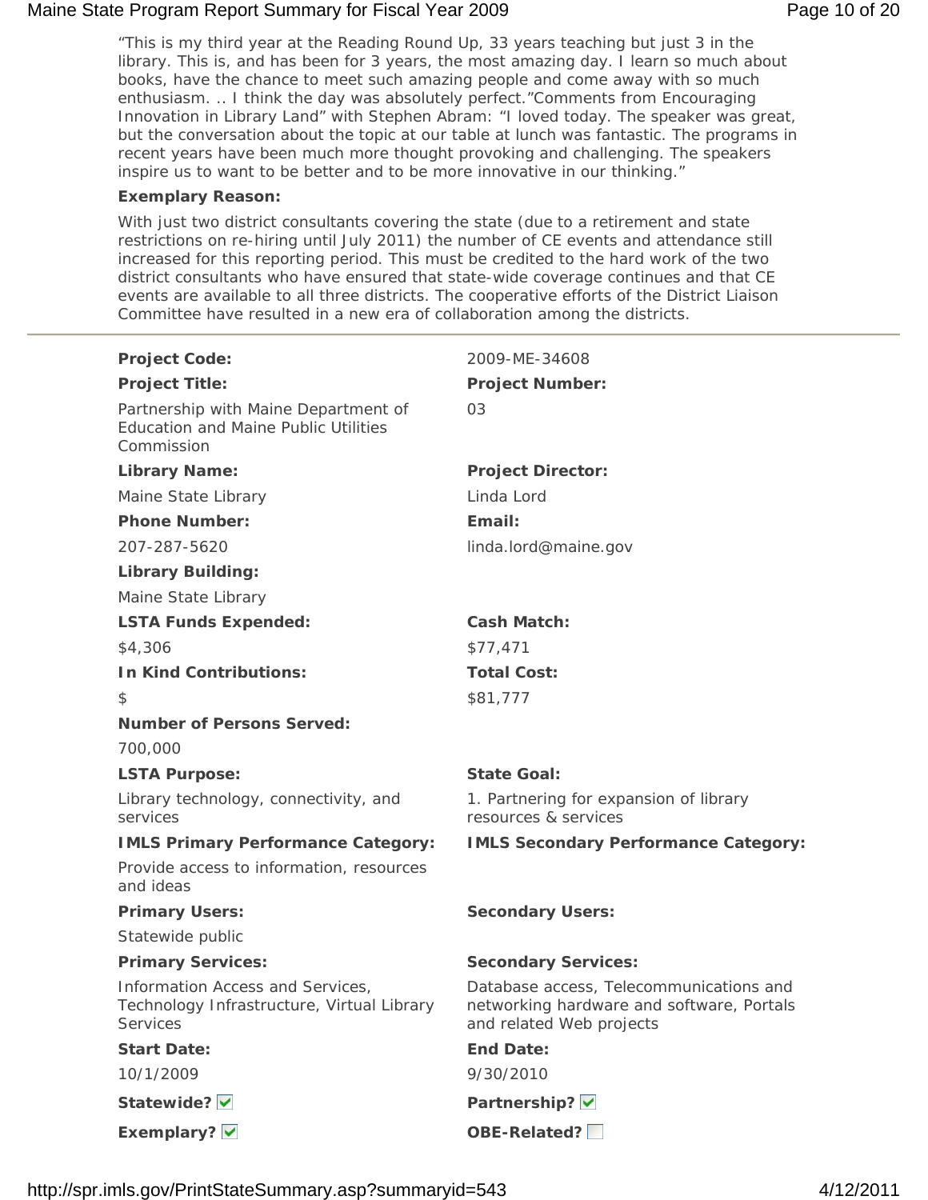"This is my third year at the Reading Round Up, 33 years teaching but just 3 in the library. This is, and has been for 3 years, the most amazing day. I learn so much about books, have the chance to meet such amazing people and come away with so much enthusiasm. .. I think the day was absolutely perfect."Comments from Encouraging Innovation in Library Land" with Stephen Abram: "I loved today. The speaker was great, but the conversation about the topic at our table at lunch was fantastic. The programs in recent years have been much more thought provoking and challenging. The speakers inspire us to want to be better and to be more innovative in our thinking."

**Exemplary Reason:**

With just two district consultants covering the state (due to a retirement and state restrictions on re-hiring until July 2011) the number of CE events and attendance still increased for this reporting period. This must be credited to the hard work of the two district consultants who have ensured that state-wide coverage continues and that CE events are available to all three districts. The cooperative efforts of the District Liaison Committee have resulted in a new era of collaboration among the districts.

---

**Project Code:** 2009-ME-34608

**Project Title:** Partnership with Maine Department of Education and Maine Public Utilities Commission

**Project Number:** 03

**Library Name:** Maine State Library

**Project Director:** Linda Lord

**Phone Number:** 207-287-5620

**Email:** linda.lord@maine.gov

**Library Building:** Maine State Library

**LSTA Funds Expended:** $4,306

**Cash Match:** $77,471

**In Kind Contributions:** $

**Total Cost:** $81,777

**Number of Persons Served:** 700,000

**LSTA Purpose:** Library technology, connectivity, and services

**State Goal:** 1. Partnering for expansion of library resources & services

**IMLS Primary Performance Category:** Provide access to information, resources and ideas

**IMLS Secondary Performance Category:**

**Primary Users:** Statewide public

**Secondary Users:**

**Primary Services:** Information Access and Services, Technology Infrastructure, Virtual Library Services

**Secondary Services:** Database access, Telecommunications and networking hardware and software, Portals and related Web projects

**Start Date:** 10/1/2009

**End Date:** 9/30/2010

**Statewide?** ☑

**Partnership?** ☑

**Exemplary?** ☑

**OBE-Related?** ☐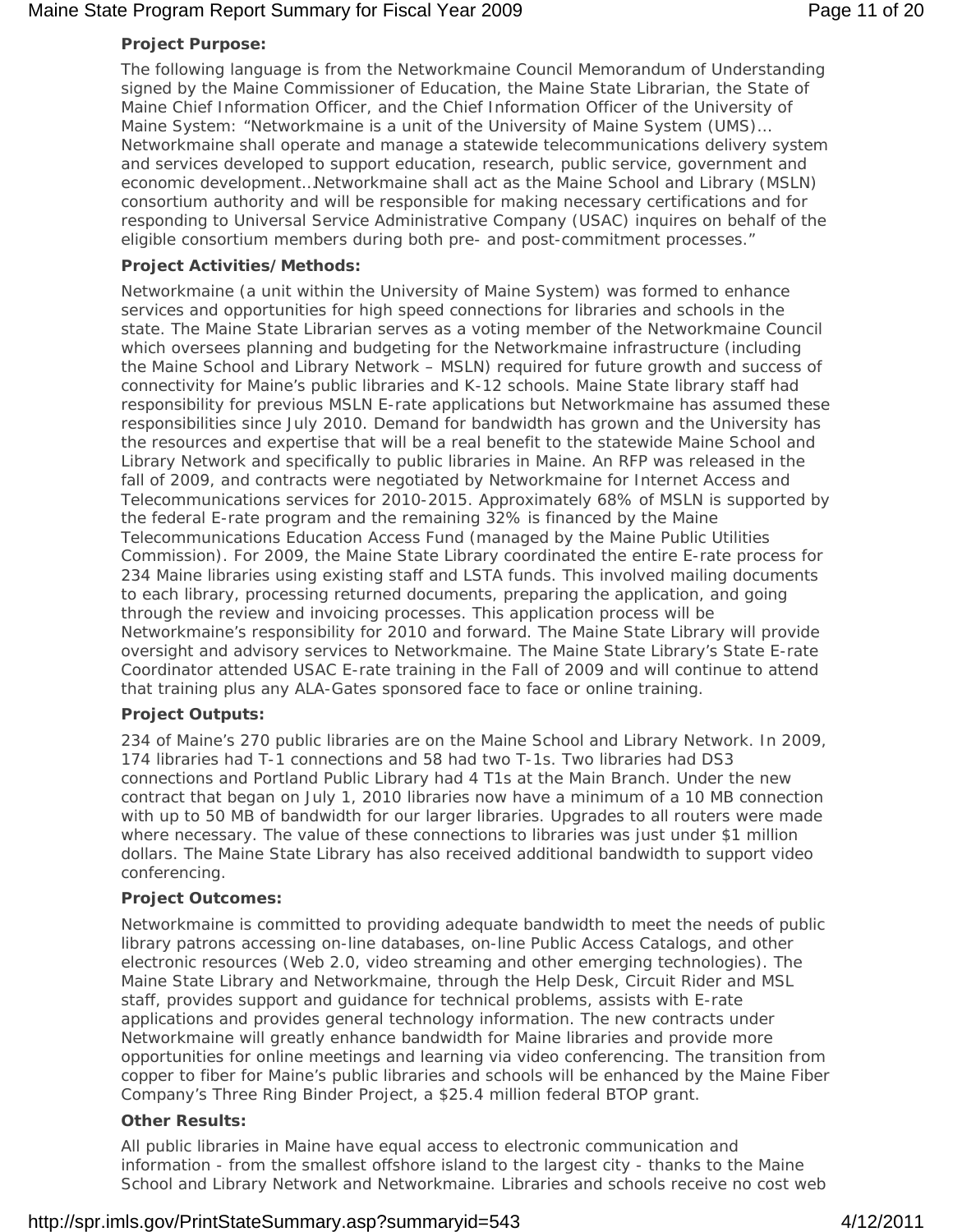**Project Purpose:**

The following language is from the Networkmaine Council Memorandum of Understanding signed by the Maine Commissioner of Education, the Maine State Librarian, the State of Maine Chief Information Officer, and the Chief Information Officer of the University of Maine System: "Networkmaine is a unit of the University of Maine System (UMS)… Networkmaine shall operate and manage a statewide telecommunications delivery system and services developed to support education, research, public service, government and economic development…Networkmaine shall act as the Maine School and Library (MSLN) consortium authority and will be responsible for making necessary certifications and for responding to Universal Service Administrative Company (USAC) inquires on behalf of the eligible consortium members during both pre- and post-commitment processes."

**Project Activities/Methods:**

Networkmaine (a unit within the University of Maine System) was formed to enhance services and opportunities for high speed connections for libraries and schools in the state. The Maine State Librarian serves as a voting member of the Networkmaine Council which oversees planning and budgeting for the Networkmaine infrastructure (including the Maine School and Library Network – MSLN) required for future growth and success of connectivity for Maine's public libraries and K-12 schools. Maine State library staff had responsibility for previous MSLN E-rate applications but Networkmaine has assumed these responsibilities since July 2010. Demand for bandwidth has grown and the University has the resources and expertise that will be a real benefit to the statewide Maine School and Library Network and specifically to public libraries in Maine. An RFP was released in the fall of 2009, and contracts were negotiated by Networkmaine for Internet Access and Telecommunications services for 2010-2015. Approximately 68% of MSLN is supported by the federal E-rate program and the remaining 32% is financed by the Maine Telecommunications Education Access Fund (managed by the Maine Public Utilities Commission). For 2009, the Maine State Library coordinated the entire E-rate process for 234 Maine libraries using existing staff and LSTA funds. This involved mailing documents to each library, processing returned documents, preparing the application, and going through the review and invoicing processes. This application process will be Networkmaine's responsibility for 2010 and forward. The Maine State Library will provide oversight and advisory services to Networkmaine. The Maine State Library's State E-rate Coordinator attended USAC E-rate training in the Fall of 2009 and will continue to attend that training plus any ALA-Gates sponsored face to face or online training.

**Project Outputs:**

234 of Maine's 270 public libraries are on the Maine School and Library Network. In 2009, 174 libraries had T-1 connections and 58 had two T-1s. Two libraries had DS3 connections and Portland Public Library had 4 T1s at the Main Branch. Under the new contract that began on July 1, 2010 libraries now have a minimum of a 10 MB connection with up to 50 MB of bandwidth for our larger libraries. Upgrades to all routers were made where necessary. The value of these connections to libraries was just under $1 million dollars. The Maine State Library has also received additional bandwidth to support video conferencing.

**Project Outcomes:**

Networkmaine is committed to providing adequate bandwidth to meet the needs of public library patrons accessing on-line databases, on-line Public Access Catalogs, and other electronic resources (Web 2.0, video streaming and other emerging technologies). The Maine State Library and Networkmaine, through the Help Desk, Circuit Rider and MSL staff, provides support and guidance for technical problems, assists with E-rate applications and provides general technology information. The new contracts under Networkmaine will greatly enhance bandwidth for Maine libraries and provide more opportunities for online meetings and learning via video conferencing. The transition from copper to fiber for Maine's public libraries and schools will be enhanced by the Maine Fiber Company's Three Ring Binder Project, a $25.4 million federal BTOP grant.

**Other Results:**

All public libraries in Maine have equal access to electronic communication and information - from the smallest offshore island to the largest city - thanks to the Maine School and Library Network and Networkmaine. Libraries and schools receive no cost web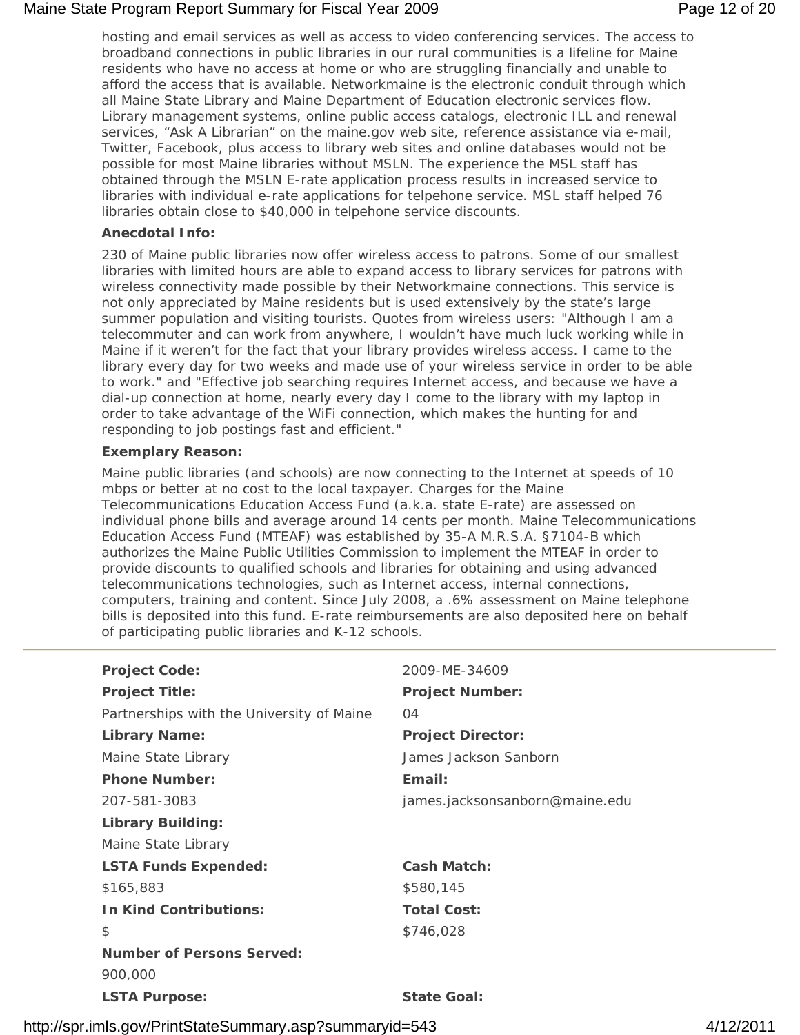hosting and email services as well as access to video conferencing services. The access to broadband connections in public libraries in our rural communities is a lifeline for Maine residents who have no access at home or who are struggling financially and unable to afford the access that is available. Networkmaine is the electronic conduit through which all Maine State Library and Maine Department of Education electronic services flow. Library management systems, online public access catalogs, electronic ILL and renewal services, "Ask A Librarian" on the maine.gov web site, reference assistance via e-mail, Twitter, Facebook, plus access to library web sites and online databases would not be possible for most Maine libraries without MSLN. The experience the MSL staff has obtained through the MSLN E-rate application process results in increased service to libraries with individual e-rate applications for telpehone service. MSL staff helped 76 libraries obtain close to $40,000 in telpehone service discounts.

**Anecdotal Info:**

230 of Maine public libraries now offer wireless access to patrons. Some of our smallest libraries with limited hours are able to expand access to library services for patrons with wireless connectivity made possible by their Networkmaine connections. This service is not only appreciated by Maine residents but is used extensively by the state's large summer population and visiting tourists. Quotes from wireless users: "Although I am a telecommuter and can work from anywhere, I wouldn't have much luck working while in Maine if it weren't for the fact that your library provides wireless access. I came to the library every day for two weeks and made use of your wireless service in order to be able to work." and "Effective job searching requires Internet access, and because we have a dial-up connection at home, nearly every day I come to the library with my laptop in order to take advantage of the WiFi connection, which makes the hunting for and responding to job postings fast and efficient."

**Exemplary Reason:**

Maine public libraries (and schools) are now connecting to the Internet at speeds of 10 mbps or better at no cost to the local taxpayer. Charges for the Maine Telecommunications Education Access Fund (a.k.a. state E-rate) are assessed on individual phone bills and average around 14 cents per month. Maine Telecommunications Education Access Fund (MTEAF) was established by 35-A M.R.S.A. §7104-B which authorizes the Maine Public Utilities Commission to implement the MTEAF in order to provide discounts to qualified schools and libraries for obtaining and using advanced telecommunications technologies, such as Internet access, internal connections, computers, training and content. Since July 2008, a .6% assessment on Maine telephone bills is deposited into this fund. E-rate reimbursements are also deposited here on behalf of participating public libraries and K-12 schools.

---

**Project Code:** 2009-ME-34609

**Project Title:** Partnerships with the University of Maine

**Project Number:** 04

**Library Name:** Maine State Library

**Project Director:** James Jackson Sanborn

**Phone Number:** 207-581-3083

**Email:** james.jacksonsanborn@maine.edu

**Library Building:** Maine State Library

**LSTA Funds Expended:** $165,883

**Cash Match:** $580,145

**In Kind Contributions:** $

**Total Cost:** $746,028

**Number of Persons Served:** 900,000

**LSTA Purpose:**

**State Goal:**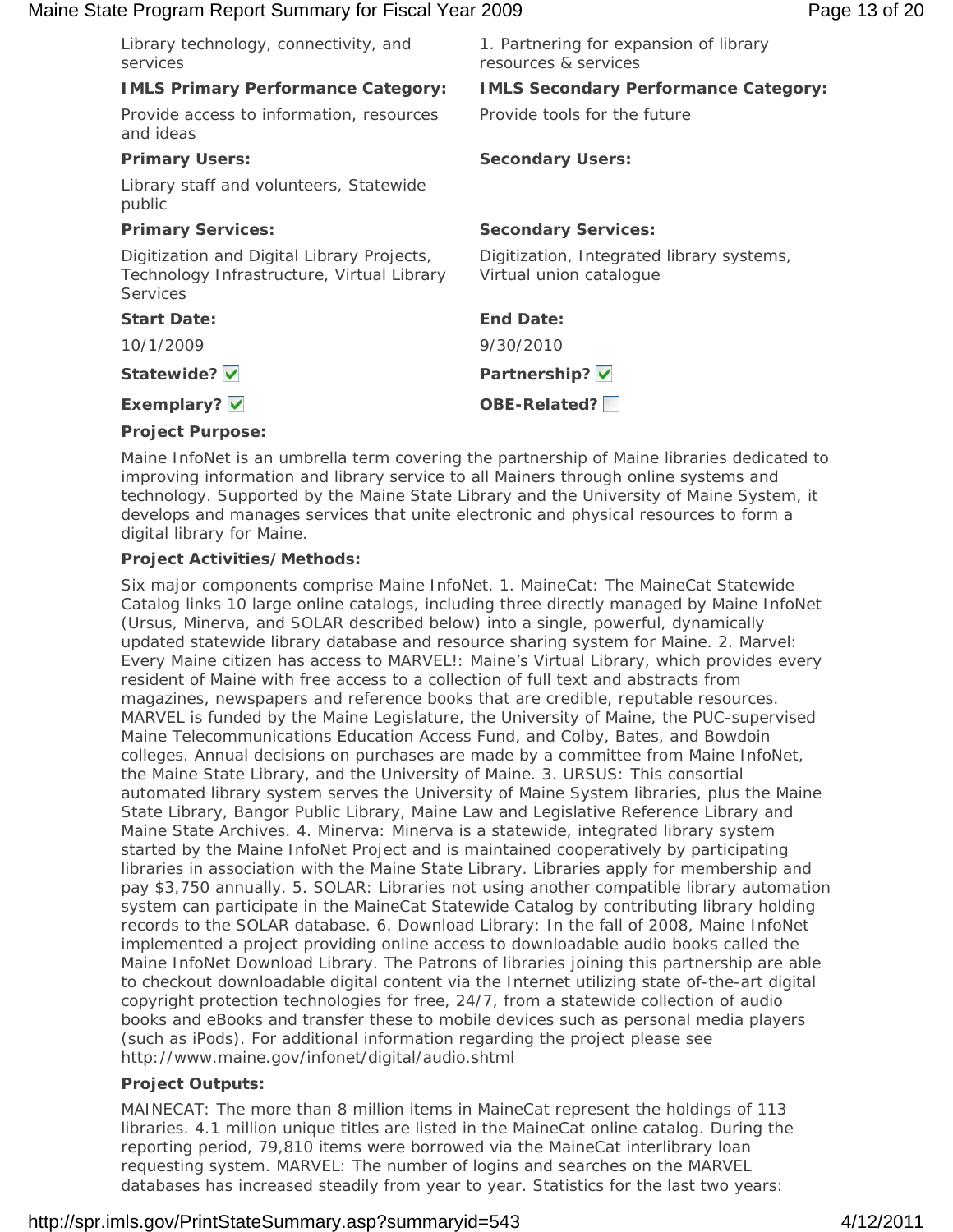| | |
|---|---|
| Library technology, connectivity, and services | 1. Partnering for expansion of library resources & services |
| **IMLS Primary Performance Category:** | **IMLS Secondary Performance Category:** |
| Provide access to information, resources and ideas | Provide tools for the future |
| **Primary Users:** | **Secondary Users:** |
| Library staff and volunteers, Statewide public | |
| **Primary Services:** | **Secondary Services:** |
| Digitization and Digital Library Projects, Technology Infrastructure, Virtual Library Services | Digitization, Integrated library systems, Virtual union catalogue |
| **Start Date:** | **End Date:** |
| 10/1/2009 | 9/30/2010 |
| **Statewide?** ☑ | **Partnership?** ☑ |
| **Exemplary?** ☑ | **OBE-Related?** ☐ |

**Project Purpose:**

Maine InfoNet is an umbrella term covering the partnership of Maine libraries dedicated to improving information and library service to all Mainers through online systems and technology. Supported by the Maine State Library and the University of Maine System, it develops and manages services that unite electronic and physical resources to form a digital library for Maine.

**Project Activities/Methods:**

Six major components comprise Maine InfoNet. 1. MaineCat: The MaineCat Statewide Catalog links 10 large online catalogs, including three directly managed by Maine InfoNet (Ursus, Minerva, and SOLAR described below) into a single, powerful, dynamically updated statewide library database and resource sharing system for Maine. 2. Marvel: Every Maine citizen has access to MARVEL!: Maine's Virtual Library, which provides every resident of Maine with free access to a collection of full text and abstracts from magazines, newspapers and reference books that are credible, reputable resources. MARVEL is funded by the Maine Legislature, the University of Maine, the PUC-supervised Maine Telecommunications Education Access Fund, and Colby, Bates, and Bowdoin colleges. Annual decisions on purchases are made by a committee from Maine InfoNet, the Maine State Library, and the University of Maine. 3. URSUS: This consortial automated library system serves the University of Maine System libraries, plus the Maine State Library, Bangor Public Library, Maine Law and Legislative Reference Library and Maine State Archives. 4. Minerva: Minerva is a statewide, integrated library system started by the Maine InfoNet Project and is maintained cooperatively by participating libraries in association with the Maine State Library. Libraries apply for membership and pay $3,750 annually. 5. SOLAR: Libraries not using another compatible library automation system can participate in the MaineCat Statewide Catalog by contributing library holding records to the SOLAR database. 6. Download Library: In the fall of 2008, Maine InfoNet implemented a project providing online access to downloadable audio books called the Maine InfoNet Download Library. The Patrons of libraries joining this partnership are able to checkout downloadable digital content via the Internet utilizing state of-the-art digital copyright protection technologies for free, 24/7, from a statewide collection of audio books and eBooks and transfer these to mobile devices such as personal media players (such as iPods). For additional information regarding the project please see http://www.maine.gov/infonet/digital/audio.shtml

**Project Outputs:**

MAINECAT: The more than 8 million items in MaineCat represent the holdings of 113 libraries. 4.1 million unique titles are listed in the MaineCat online catalog. During the reporting period, 79,810 items were borrowed via the MaineCat interlibrary loan requesting system. MARVEL: The number of logins and searches on the MARVEL databases has increased steadily from year to year. Statistics for the last two years: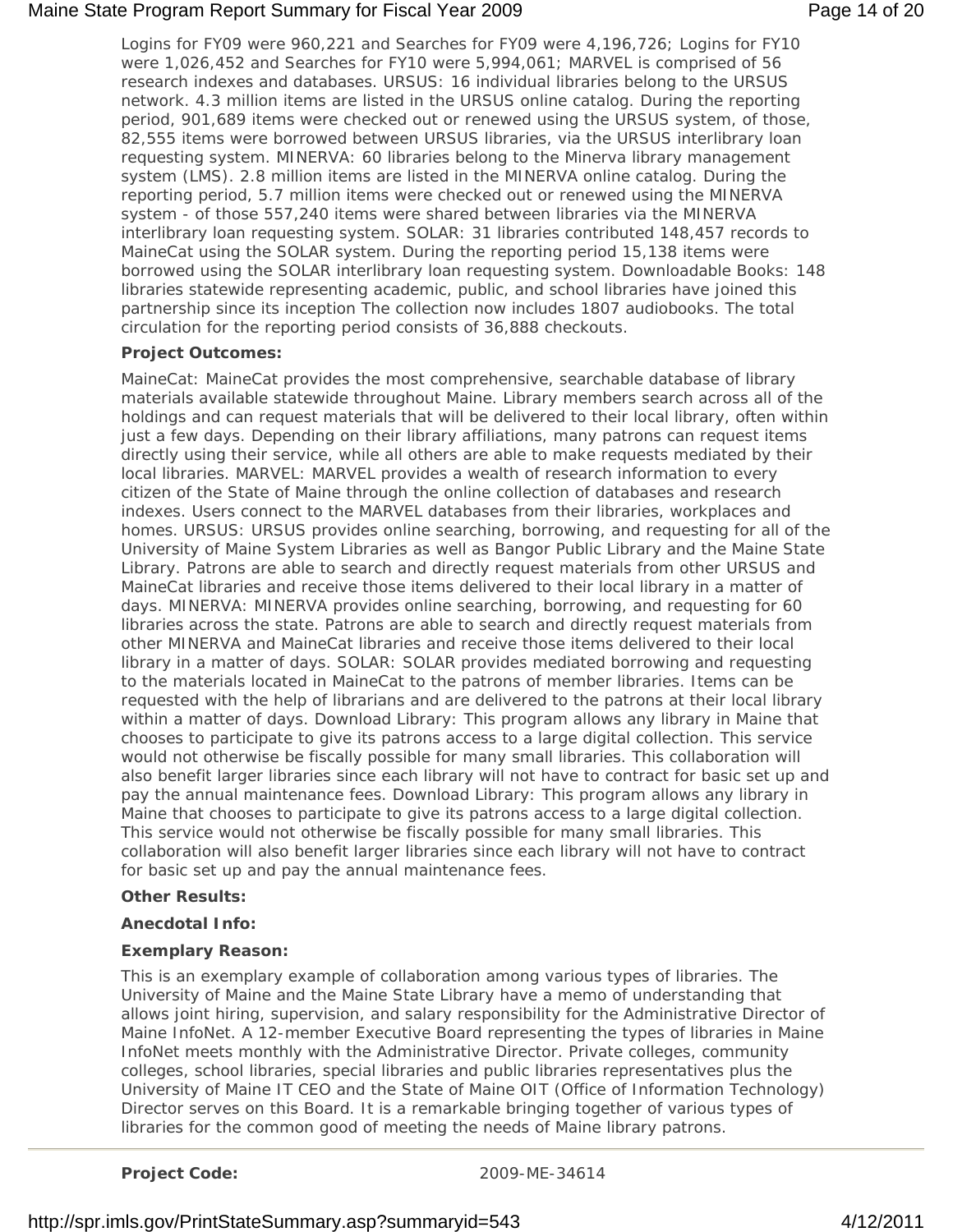Logins for FY09 were 960,221 and Searches for FY09 were 4,196,726; Logins for FY10 were 1,026,452 and Searches for FY10 were 5,994,061; MARVEL is comprised of 56 research indexes and databases. URSUS: 16 individual libraries belong to the URSUS network. 4.3 million items are listed in the URSUS online catalog. During the reporting period, 901,689 items were checked out or renewed using the URSUS system, of those, 82,555 items were borrowed between URSUS libraries, via the URSUS interlibrary loan requesting system. MINERVA: 60 libraries belong to the Minerva library management system (LMS). 2.8 million items are listed in the MINERVA online catalog. During the reporting period, 5.7 million items were checked out or renewed using the MINERVA system - of those 557,240 items were shared between libraries via the MINERVA interlibrary loan requesting system. SOLAR: 31 libraries contributed 148,457 records to MaineCat using the SOLAR system. During the reporting period 15,138 items were borrowed using the SOLAR interlibrary loan requesting system. Downloadable Books: 148 libraries statewide representing academic, public, and school libraries have joined this partnership since its inception The collection now includes 1807 audiobooks. The total circulation for the reporting period consists of 36,888 checkouts.

**Project Outcomes:**

MaineCat: MaineCat provides the most comprehensive, searchable database of library materials available statewide throughout Maine. Library members search across all of the holdings and can request materials that will be delivered to their local library, often within just a few days. Depending on their library affiliations, many patrons can request items directly using their service, while all others are able to make requests mediated by their local libraries. MARVEL: MARVEL provides a wealth of research information to every citizen of the State of Maine through the online collection of databases and research indexes. Users connect to the MARVEL databases from their libraries, workplaces and homes. URSUS: URSUS provides online searching, borrowing, and requesting for all of the University of Maine System Libraries as well as Bangor Public Library and the Maine State Library. Patrons are able to search and directly request materials from other URSUS and MaineCat libraries and receive those items delivered to their local library in a matter of days. MINERVA: MINERVA provides online searching, borrowing, and requesting for 60 libraries across the state. Patrons are able to search and directly request materials from other MINERVA and MaineCat libraries and receive those items delivered to their local library in a matter of days. SOLAR: SOLAR provides mediated borrowing and requesting to the materials located in MaineCat to the patrons of member libraries. Items can be requested with the help of librarians and are delivered to the patrons at their local library within a matter of days. Download Library: This program allows any library in Maine that chooses to participate to give its patrons access to a large digital collection. This service would not otherwise be fiscally possible for many small libraries. This collaboration will also benefit larger libraries since each library will not have to contract for basic set up and pay the annual maintenance fees. Download Library: This program allows any library in Maine that chooses to participate to give its patrons access to a large digital collection. This service would not otherwise be fiscally possible for many small libraries. This collaboration will also benefit larger libraries since each library will not have to contract for basic set up and pay the annual maintenance fees.

**Other Results:**

**Anecdotal Info:**

**Exemplary Reason:**

This is an exemplary example of collaboration among various types of libraries. The University of Maine and the Maine State Library have a memo of understanding that allows joint hiring, supervision, and salary responsibility for the Administrative Director of Maine InfoNet. A 12-member Executive Board representing the types of libraries in Maine InfoNet meets monthly with the Administrative Director. Private colleges, community colleges, school libraries, special libraries and public libraries representatives plus the University of Maine IT CEO and the State of Maine OIT (Office of Information Technology) Director serves on this Board. It is a remarkable bringing together of various types of libraries for the common good of meeting the needs of Maine library patrons.

**Project Code:** 2009-ME-34614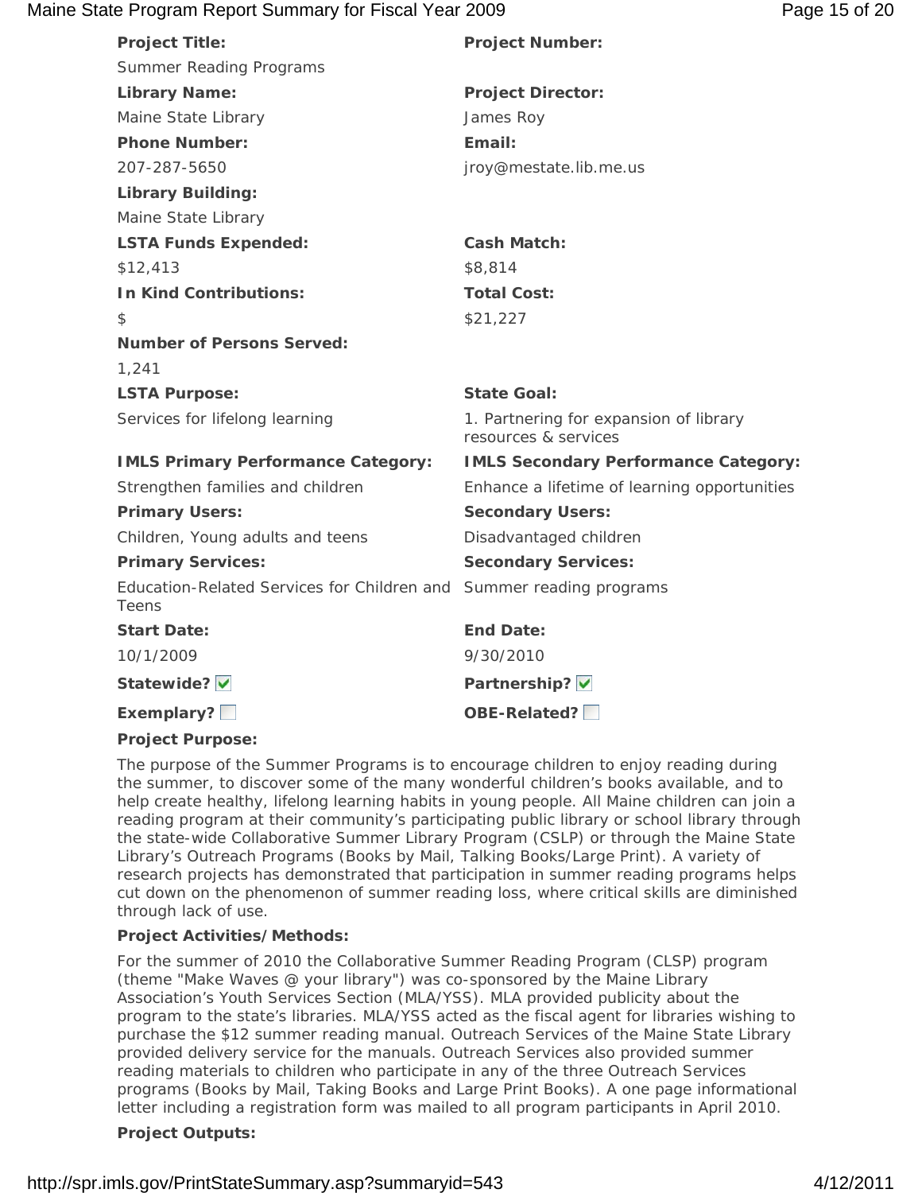**Project Title:**
Summer Reading Programs

**Project Number:**

**Library Name:**
Maine State Library

**Project Director:**
James Roy

**Phone Number:**
207-287-5650

**Email:**
jroy@mestate.lib.me.us

**Library Building:**
Maine State Library

**LSTA Funds Expended:**
$12,413

**Cash Match:**
$8,814

**In Kind Contributions:**
$

**Total Cost:**
$21,227

**Number of Persons Served:**
1,241

**LSTA Purpose:**
Services for lifelong learning

**State Goal:**
1. Partnering for expansion of library resources & services

**IMLS Primary Performance Category:**
Strengthen families and children

**IMLS Secondary Performance Category:**
Enhance a lifetime of learning opportunities

**Primary Users:**
Children, Young adults and teens

**Secondary Users:**
Disadvantaged children

**Primary Services:**
Education-Related Services for Children and Teens

**Secondary Services:**
Summer reading programs

**Start Date:**
10/1/2009

**End Date:**
9/30/2010

**Statewide?** ☑

**Partnership?** ☑

**Exemplary?** ☐

**OBE-Related?** ☐

**Project Purpose:**

The purpose of the Summer Programs is to encourage children to enjoy reading during the summer, to discover some of the many wonderful children's books available, and to help create healthy, lifelong learning habits in young people. All Maine children can join a reading program at their community's participating public library or school library through the state-wide Collaborative Summer Library Program (CSLP) or through the Maine State Library's Outreach Programs (Books by Mail, Talking Books/Large Print). A variety of research projects has demonstrated that participation in summer reading programs helps cut down on the phenomenon of summer reading loss, where critical skills are diminished through lack of use.

**Project Activities/Methods:**

For the summer of 2010 the Collaborative Summer Reading Program (CLSP) program (theme "Make Waves @ your library") was co-sponsored by the Maine Library Association's Youth Services Section (MLA/YSS). MLA provided publicity about the program to the state's libraries. MLA/YSS acted as the fiscal agent for libraries wishing to purchase the $12 summer reading manual. Outreach Services of the Maine State Library provided delivery service for the manuals. Outreach Services also provided summer reading materials to children who participate in any of the three Outreach Services programs (Books by Mail, Taking Books and Large Print Books). A one page informational letter including a registration form was mailed to all program participants in April 2010.

**Project Outputs:**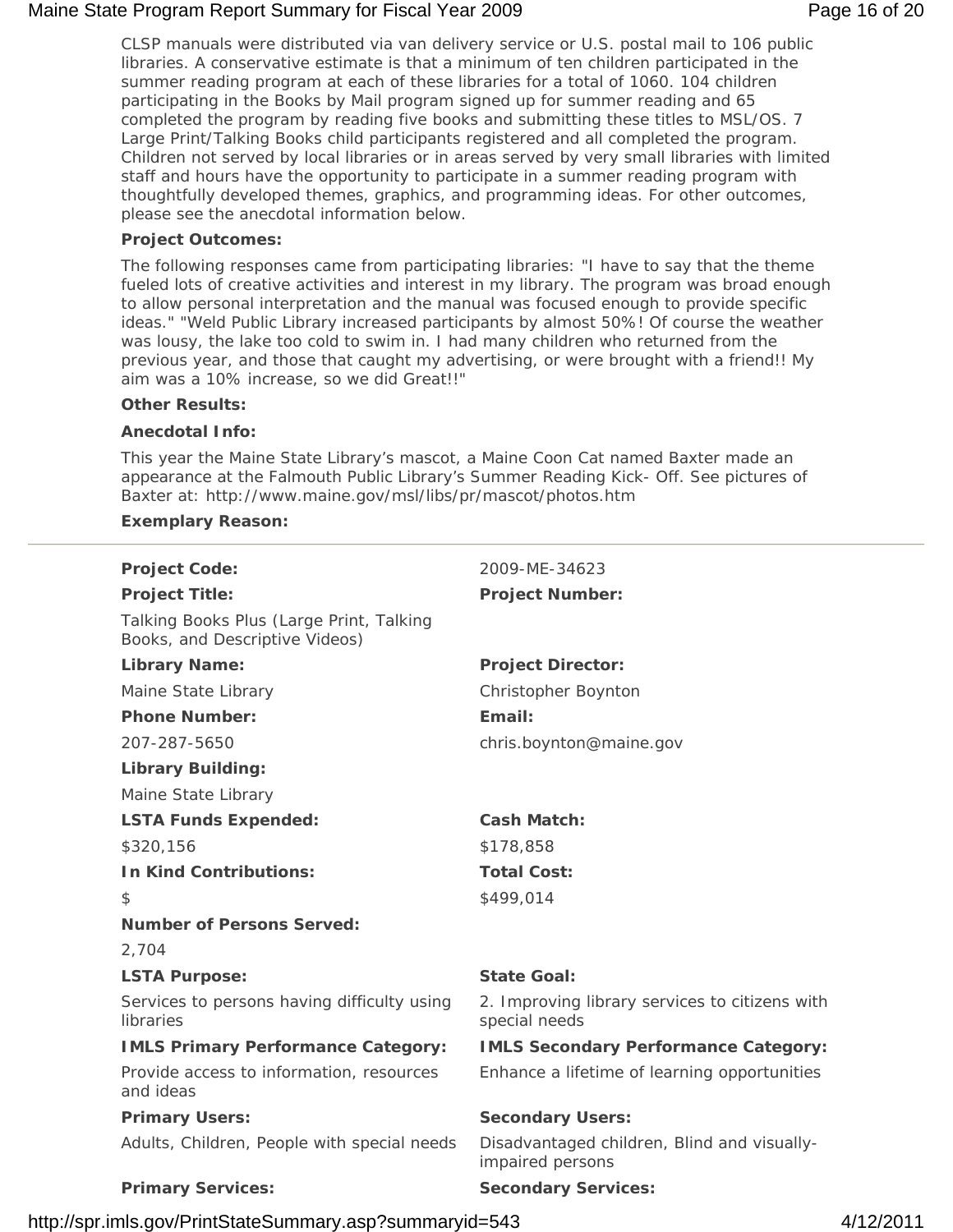CLSP manuals were distributed via van delivery service or U.S. postal mail to 106 public libraries. A conservative estimate is that a minimum of ten children participated in the summer reading program at each of these libraries for a total of 1060. 104 children participating in the Books by Mail program signed up for summer reading and 65 completed the program by reading five books and submitting these titles to MSL/OS. 7 Large Print/Talking Books child participants registered and all completed the program. Children not served by local libraries or in areas served by very small libraries with limited staff and hours have the opportunity to participate in a summer reading program with thoughtfully developed themes, graphics, and programming ideas. For other outcomes, please see the anecdotal information below.

**Project Outcomes:**

The following responses came from participating libraries: "I have to say that the theme fueled lots of creative activities and interest in my library. The program was broad enough to allow personal interpretation and the manual was focused enough to provide specific ideas." "Weld Public Library increased participants by almost 50%! Of course the weather was lousy, the lake too cold to swim in. I had many children who returned from the previous year, and those that caught my advertising, or were brought with a friend!! My aim was a 10% increase, so we did Great!!"

**Other Results:**

**Anecdotal Info:**

This year the Maine State Library's mascot, a Maine Coon Cat named Baxter made an appearance at the Falmouth Public Library's Summer Reading Kick- Off. See pictures of Baxter at: http://www.maine.gov/msl/libs/pr/mascot/photos.htm

**Exemplary Reason:**

---

| | |
|---|---|
| **Project Code:** | 2009-ME-34623 |
| **Project Title:** | **Project Number:** |
| Talking Books Plus (Large Print, Talking Books, and Descriptive Videos) | |
| **Library Name:** | **Project Director:** |
| Maine State Library | Christopher Boynton |
| **Phone Number:** | **Email:** |
| 207-287-5650 | chris.boynton@maine.gov |
| **Library Building:** | |
| Maine State Library | |
| **LSTA Funds Expended:** | **Cash Match:** |
| $320,156 | $178,858 |
| **In Kind Contributions:** | **Total Cost:** |
| $ | $499,014 |
| **Number of Persons Served:** | |
| 2,704 | |
| **LSTA Purpose:** | **State Goal:** |
| Services to persons having difficulty using libraries | 2. Improving library services to citizens with special needs |
| **IMLS Primary Performance Category:** | **IMLS Secondary Performance Category:** |
| Provide access to information, resources and ideas | Enhance a lifetime of learning opportunities |
| **Primary Users:** | **Secondary Users:** |
| Adults, Children, People with special needs | Disadvantaged children, Blind and visually-impaired persons |
| **Primary Services:** | **Secondary Services:** |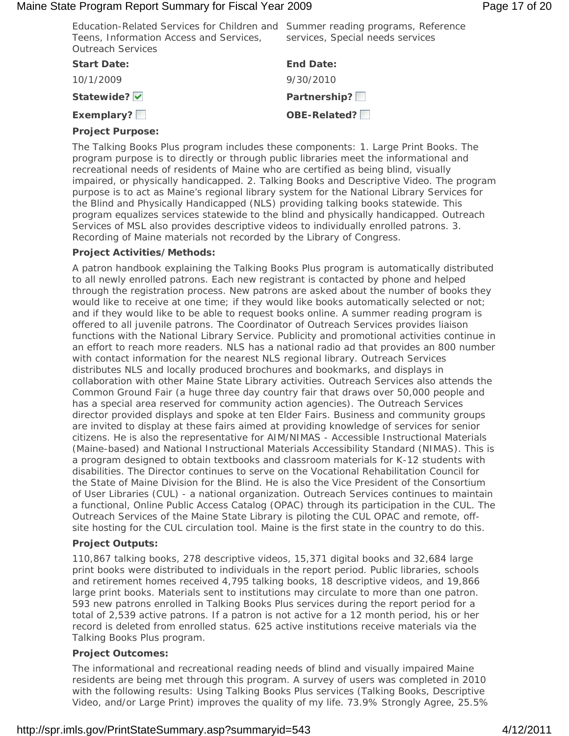| | |
|---|---|
| Education-Related Services for Children and Teens, Information Access and Services, Outreach Services | Summer reading programs, Reference services, Special needs services |
| **Start Date:** | **End Date:** |
| 10/1/2009 | 9/30/2010 |
| **Statewide?** ☑ | **Partnership?** ☐ |
| **Exemplary?** ☐ | **OBE-Related?** ☐ |

**Project Purpose:**

The Talking Books Plus program includes these components: 1. Large Print Books. The program purpose is to directly or through public libraries meet the informational and recreational needs of residents of Maine who are certified as being blind, visually impaired, or physically handicapped. 2. Talking Books and Descriptive Video. The program purpose is to act as Maine's regional library system for the National Library Services for the Blind and Physically Handicapped (NLS) providing talking books statewide. This program equalizes services statewide to the blind and physically handicapped. Outreach Services of MSL also provides descriptive videos to individually enrolled patrons. 3. Recording of Maine materials not recorded by the Library of Congress.

**Project Activities/Methods:**

A patron handbook explaining the Talking Books Plus program is automatically distributed to all newly enrolled patrons. Each new registrant is contacted by phone and helped through the registration process. New patrons are asked about the number of books they would like to receive at one time; if they would like books automatically selected or not; and if they would like to be able to request books online. A summer reading program is offered to all juvenile patrons. The Coordinator of Outreach Services provides liaison functions with the National Library Service. Publicity and promotional activities continue in an effort to reach more readers. NLS has a national radio ad that provides an 800 number with contact information for the nearest NLS regional library. Outreach Services distributes NLS and locally produced brochures and bookmarks, and displays in collaboration with other Maine State Library activities. Outreach Services also attends the Common Ground Fair (a huge three day country fair that draws over 50,000 people and has a special area reserved for community action agencies). The Outreach Services director provided displays and spoke at ten Elder Fairs. Business and community groups are invited to display at these fairs aimed at providing knowledge of services for senior citizens. He is also the representative for AIM/NIMAS - Accessible Instructional Materials (Maine-based) and National Instructional Materials Accessibility Standard (NIMAS). This is a program designed to obtain textbooks and classroom materials for K-12 students with disabilities. The Director continues to serve on the Vocational Rehabilitation Council for the State of Maine Division for the Blind. He is also the Vice President of the Consortium of User Libraries (CUL) - a national organization. Outreach Services continues to maintain a functional, Online Public Access Catalog (OPAC) through its participation in the CUL. The Outreach Services of the Maine State Library is piloting the CUL OPAC and remote, off-site hosting for the CUL circulation tool. Maine is the first state in the country to do this.

**Project Outputs:**

110,867 talking books, 278 descriptive videos, 15,371 digital books and 32,684 large print books were distributed to individuals in the report period. Public libraries, schools and retirement homes received 4,795 talking books, 18 descriptive videos, and 19,866 large print books. Materials sent to institutions may circulate to more than one patron. 593 new patrons enrolled in Talking Books Plus services during the report period for a total of 2,539 active patrons. If a patron is not active for a 12 month period, his or her record is deleted from enrolled status. 625 active institutions receive materials via the Talking Books Plus program.

**Project Outcomes:**

The informational and recreational reading needs of blind and visually impaired Maine residents are being met through this program. A survey of users was completed in 2010 with the following results: Using Talking Books Plus services (Talking Books, Descriptive Video, and/or Large Print) improves the quality of my life. 73.9% Strongly Agree, 25.5%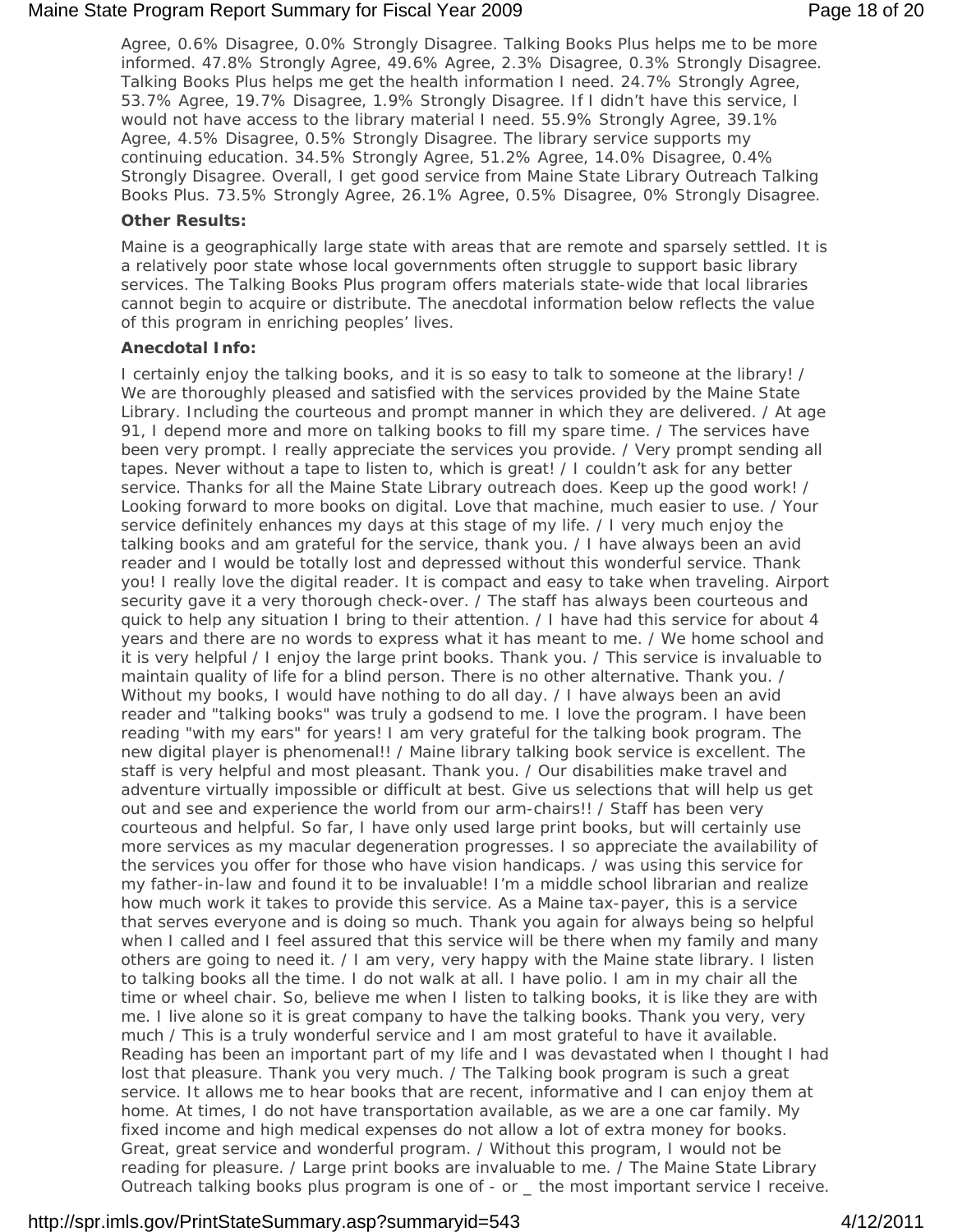Agree, 0.6% Disagree, 0.0% Strongly Disagree. Talking Books Plus helps me to be more informed. 47.8% Strongly Agree, 49.6% Agree, 2.3% Disagree, 0.3% Strongly Disagree. Talking Books Plus helps me get the health information I need. 24.7% Strongly Agree, 53.7% Agree, 19.7% Disagree, 1.9% Strongly Disagree. If I didn't have this service, I would not have access to the library material I need. 55.9% Strongly Agree, 39.1% Agree, 4.5% Disagree, 0.5% Strongly Disagree. The library service supports my continuing education. 34.5% Strongly Agree, 51.2% Agree, 14.0% Disagree, 0.4% Strongly Disagree. Overall, I get good service from Maine State Library Outreach Talking Books Plus. 73.5% Strongly Agree, 26.1% Agree, 0.5% Disagree, 0% Strongly Disagree.

**Other Results:**

Maine is a geographically large state with areas that are remote and sparsely settled. It is a relatively poor state whose local governments often struggle to support basic library services. The Talking Books Plus program offers materials state-wide that local libraries cannot begin to acquire or distribute. The anecdotal information below reflects the value of this program in enriching peoples' lives.

**Anecdotal Info:**

I certainly enjoy the talking books, and it is so easy to talk to someone at the library! / We are thoroughly pleased and satisfied with the services provided by the Maine State Library. Including the courteous and prompt manner in which they are delivered. / At age 91, I depend more and more on talking books to fill my spare time. / The services have been very prompt. I really appreciate the services you provide. / Very prompt sending all tapes. Never without a tape to listen to, which is great! / I couldn't ask for any better service. Thanks for all the Maine State Library outreach does. Keep up the good work! / Looking forward to more books on digital. Love that machine, much easier to use. / Your service definitely enhances my days at this stage of my life. / I very much enjoy the talking books and am grateful for the service, thank you. / I have always been an avid reader and I would be totally lost and depressed without this wonderful service. Thank you! I really love the digital reader. It is compact and easy to take when traveling. Airport security gave it a very thorough check-over. / The staff has always been courteous and quick to help any situation I bring to their attention. / I have had this service for about 4 years and there are no words to express what it has meant to me. / We home school and it is very helpful / I enjoy the large print books. Thank you. / This service is invaluable to maintain quality of life for a blind person. There is no other alternative. Thank you. / Without my books, I would have nothing to do all day. / I have always been an avid reader and "talking books" was truly a godsend to me. I love the program. I have been reading "with my ears" for years! I am very grateful for the talking book program. The new digital player is phenomenal!! / Maine library talking book service is excellent. The staff is very helpful and most pleasant. Thank you. / Our disabilities make travel and adventure virtually impossible or difficult at best. Give us selections that will help us get out and see and experience the world from our arm-chairs!! / Staff has been very courteous and helpful. So far, I have only used large print books, but will certainly use more services as my macular degeneration progresses. I so appreciate the availability of the services you offer for those who have vision handicaps. / was using this service for my father-in-law and found it to be invaluable! I'm a middle school librarian and realize how much work it takes to provide this service. As a Maine tax-payer, this is a service that serves everyone and is doing so much. Thank you again for always being so helpful when I called and I feel assured that this service will be there when my family and many others are going to need it. / I am very, very happy with the Maine state library. I listen to talking books all the time. I do not walk at all. I have polio. I am in my chair all the time or wheel chair. So, believe me when I listen to talking books, it is like they are with me. I live alone so it is great company to have the talking books. Thank you very, very much / This is a truly wonderful service and I am most grateful to have it available. Reading has been an important part of my life and I was devastated when I thought I had lost that pleasure. Thank you very much. / The Talking book program is such a great service. It allows me to hear books that are recent, informative and I can enjoy them at home. At times, I do not have transportation available, as we are a one car family. My fixed income and high medical expenses do not allow a lot of extra money for books. Great, great service and wonderful program. / Without this program, I would not be reading for pleasure. / Large print books are invaluable to me. / The Maine State Library Outreach talking books plus program is one of - or _ the most important service I receive.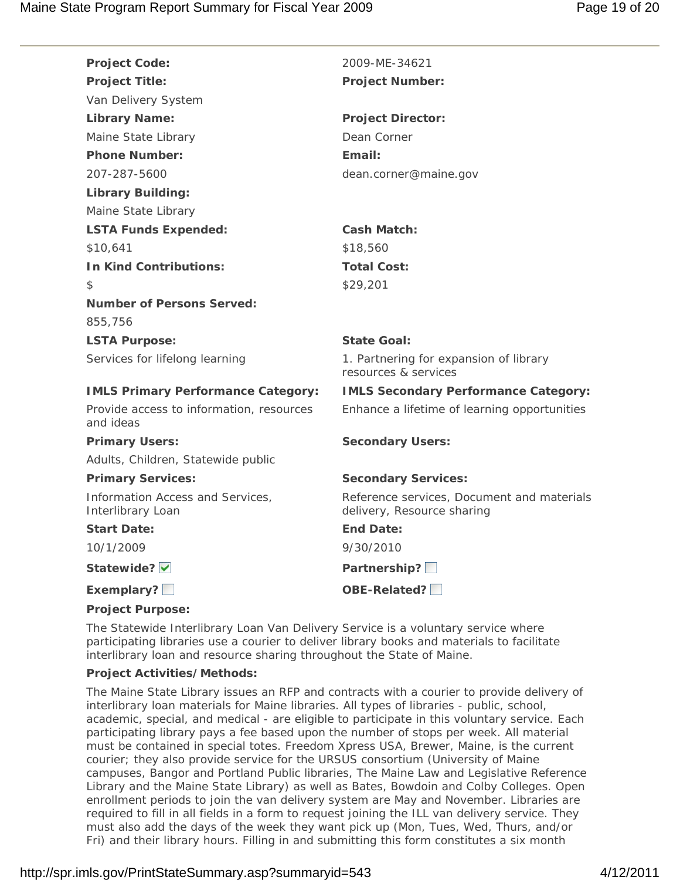**Project Code:** 2009-ME-34621

**Project Title:** Van Delivery System

**Project Number:**

**Library Name:** Maine State Library

**Project Director:** Dean Corner

**Phone Number:** 207-287-5600

**Email:** dean.corner@maine.gov

**Library Building:** Maine State Library

**LSTA Funds Expended:** $10,641

**Cash Match:** $18,560

**In Kind Contributions:** $

**Total Cost:** $29,201

**Number of Persons Served:** 855,756

**LSTA Purpose:** Services for lifelong learning

**State Goal:** 1. Partnering for expansion of library resources & services

**IMLS Primary Performance Category:** Provide access to information, resources and ideas

**IMLS Secondary Performance Category:** Enhance a lifetime of learning opportunities

**Primary Users:** Adults, Children, Statewide public

**Secondary Users:**

**Primary Services:** Information Access and Services, Interlibrary Loan

**Secondary Services:** Reference services, Document and materials delivery, Resource sharing

**Start Date:** 10/1/2009

**End Date:** 9/30/2010

**Statewide?** ☑

**Partnership?** ☐

**Exemplary?** ☐

**OBE-Related?** ☐

**Project Purpose:**

The Statewide Interlibrary Loan Van Delivery Service is a voluntary service where participating libraries use a courier to deliver library books and materials to facilitate interlibrary loan and resource sharing throughout the State of Maine.

**Project Activities/Methods:**

The Maine State Library issues an RFP and contracts with a courier to provide delivery of interlibrary loan materials for Maine libraries. All types of libraries - public, school, academic, special, and medical - are eligible to participate in this voluntary service. Each participating library pays a fee based upon the number of stops per week. All material must be contained in special totes. Freedom Xpress USA, Brewer, Maine, is the current courier; they also provide service for the URSUS consortium (University of Maine campuses, Bangor and Portland Public libraries, The Maine Law and Legislative Reference Library and the Maine State Library) as well as Bates, Bowdoin and Colby Colleges. Open enrollment periods to join the van delivery system are May and November. Libraries are required to fill in all fields in a form to request joining the ILL van delivery service. They must also add the days of the week they want pick up (Mon, Tues, Wed, Thurs, and/or Fri) and their library hours. Filling in and submitting this form constitutes a six month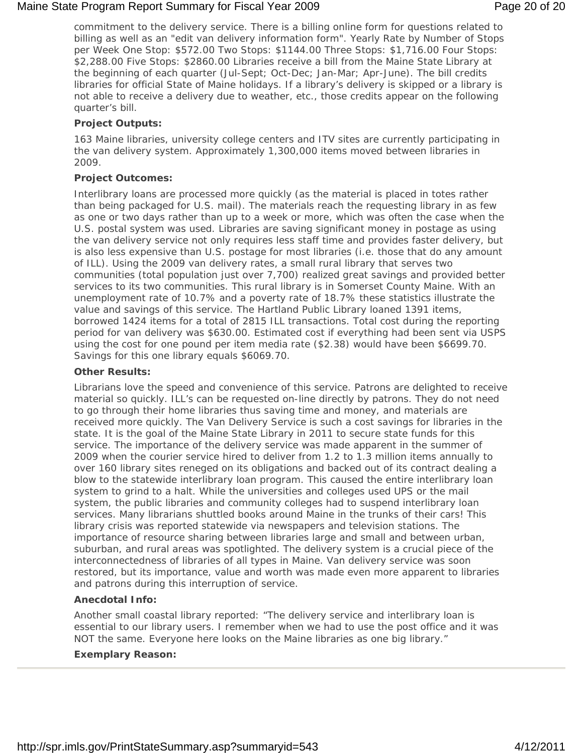commitment to the delivery service. There is a billing online form for questions related to billing as well as an "edit van delivery information form". Yearly Rate by Number of Stops per Week One Stop: $572.00 Two Stops: $1144.00 Three Stops: $1,716.00 Four Stops: $2,288.00 Five Stops: $2860.00 Libraries receive a bill from the Maine State Library at the beginning of each quarter (Jul-Sept; Oct-Dec; Jan-Mar; Apr-June). The bill credits libraries for official State of Maine holidays. If a library's delivery is skipped or a library is not able to receive a delivery due to weather, etc., those credits appear on the following quarter's bill.

**Project Outputs:**

163 Maine libraries, university college centers and ITV sites are currently participating in the van delivery system. Approximately 1,300,000 items moved between libraries in 2009.

**Project Outcomes:**

Interlibrary loans are processed more quickly (as the material is placed in totes rather than being packaged for U.S. mail). The materials reach the requesting library in as few as one or two days rather than up to a week or more, which was often the case when the U.S. postal system was used. Libraries are saving significant money in postage as using the van delivery service not only requires less staff time and provides faster delivery, but is also less expensive than U.S. postage for most libraries (i.e. those that do any amount of ILL). Using the 2009 van delivery rates, a small rural library that serves two communities (total population just over 7,700) realized great savings and provided better services to its two communities. This rural library is in Somerset County Maine. With an unemployment rate of 10.7% and a poverty rate of 18.7% these statistics illustrate the value and savings of this service. The Hartland Public Library loaned 1391 items, borrowed 1424 items for a total of 2815 ILL transactions. Total cost during the reporting period for van delivery was $630.00. Estimated cost if everything had been sent via USPS using the cost for one pound per item media rate ($2.38) would have been $6699.70. Savings for this one library equals $6069.70.

**Other Results:**

Librarians love the speed and convenience of this service. Patrons are delighted to receive material so quickly. ILL's can be requested on-line directly by patrons. They do not need to go through their home libraries thus saving time and money, and materials are received more quickly. The Van Delivery Service is such a cost savings for libraries in the state. It is the goal of the Maine State Library in 2011 to secure state funds for this service. The importance of the delivery service was made apparent in the summer of 2009 when the courier service hired to deliver from 1.2 to 1.3 million items annually to over 160 library sites reneged on its obligations and backed out of its contract dealing a blow to the statewide interlibrary loan program. This caused the entire interlibrary loan system to grind to a halt. While the universities and colleges used UPS or the mail system, the public libraries and community colleges had to suspend interlibrary loan services. Many librarians shuttled books around Maine in the trunks of their cars! This library crisis was reported statewide via newspapers and television stations. The importance of resource sharing between libraries large and small and between urban, suburban, and rural areas was spotlighted. The delivery system is a crucial piece of the interconnectedness of libraries of all types in Maine. Van delivery service was soon restored, but its importance, value and worth was made even more apparent to libraries and patrons during this interruption of service.

**Anecdotal Info:**

Another small coastal library reported: "The delivery service and interlibrary loan is essential to our library users. I remember when we had to use the post office and it was NOT the same. Everyone here looks on the Maine libraries as one big library."

**Exemplary Reason:**